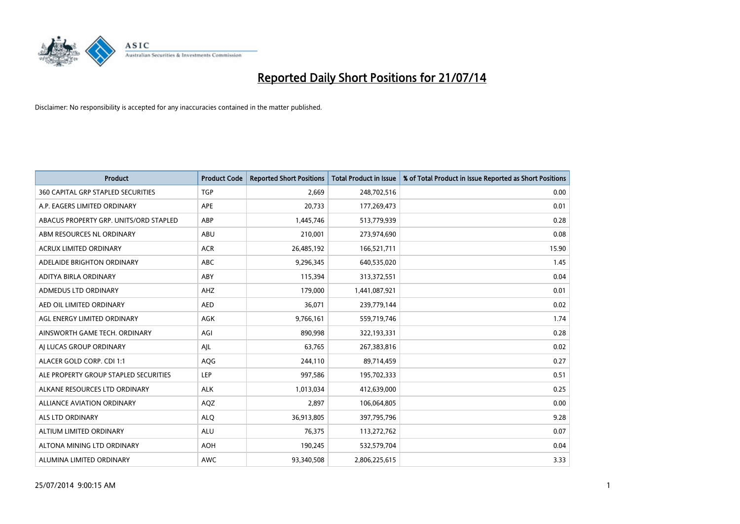# Reported Daily Short Positions for 21/07/14

Disclaimer: No responsibility is accepted for any inaccuracies contained in the matter published.

| Product | Product Code | Reported Short Positions | Total Product in Issue | % of Total Product in Issue Reported as Short Positions |
|---|---|---|---|---|
| 360 CAPITAL GRP STAPLED SECURITIES | TGP | 2,669 | 248,702,516 | 0.00 |
| A.P. EAGERS LIMITED ORDINARY | APE | 20,733 | 177,269,473 | 0.01 |
| ABACUS PROPERTY GRP. UNITS/ORD STAPLED | ABP | 1,445,746 | 513,779,939 | 0.28 |
| ABM RESOURCES NL ORDINARY | ABU | 210,001 | 273,974,690 | 0.08 |
| ACRUX LIMITED ORDINARY | ACR | 26,485,192 | 166,521,711 | 15.90 |
| ADELAIDE BRIGHTON ORDINARY | ABC | 9,296,345 | 640,535,020 | 1.45 |
| ADITYA BIRLA ORDINARY | ABY | 115,394 | 313,372,551 | 0.04 |
| ADMEDUS LTD ORDINARY | AHZ | 179,000 | 1,441,087,921 | 0.01 |
| AED OIL LIMITED ORDINARY | AED | 36,071 | 239,779,144 | 0.02 |
| AGL ENERGY LIMITED ORDINARY | AGK | 9,766,161 | 559,719,746 | 1.74 |
| AINSWORTH GAME TECH. ORDINARY | AGI | 890,998 | 322,193,331 | 0.28 |
| AJ LUCAS GROUP ORDINARY | AJL | 63,765 | 267,383,816 | 0.02 |
| ALACER GOLD CORP. CDI 1:1 | AQG | 244,110 | 89,714,459 | 0.27 |
| ALE PROPERTY GROUP STAPLED SECURITIES | LEP | 997,586 | 195,702,333 | 0.51 |
| ALKANE RESOURCES LTD ORDINARY | ALK | 1,013,034 | 412,639,000 | 0.25 |
| ALLIANCE AVIATION ORDINARY | AQZ | 2,897 | 106,064,805 | 0.00 |
| ALS LTD ORDINARY | ALQ | 36,913,805 | 397,795,796 | 9.28 |
| ALTIUM LIMITED ORDINARY | ALU | 76,375 | 113,272,762 | 0.07 |
| ALTONA MINING LTD ORDINARY | AOH | 190,245 | 532,579,704 | 0.04 |
| ALUMINA LIMITED ORDINARY | AWC | 93,340,508 | 2,806,225,615 | 3.33 |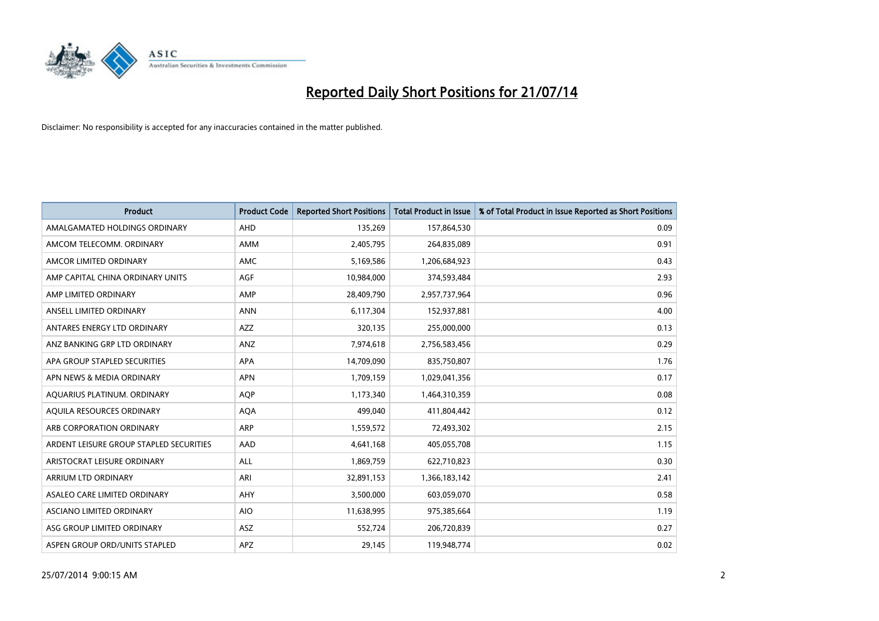# Reported Daily Short Positions for 21/07/14

Disclaimer: No responsibility is accepted for any inaccuracies contained in the matter published.

| Product | Product Code | Reported Short Positions | Total Product in Issue | % of Total Product in Issue Reported as Short Positions |
|---|---|---|---|---|
| AMALGAMATED HOLDINGS ORDINARY | AHD | 135,269 | 157,864,530 | 0.09 |
| AMCOM TELECOMM. ORDINARY | AMM | 2,405,795 | 264,835,089 | 0.91 |
| AMCOR LIMITED ORDINARY | AMC | 5,169,586 | 1,206,684,923 | 0.43 |
| AMP CAPITAL CHINA ORDINARY UNITS | AGF | 10,984,000 | 374,593,484 | 2.93 |
| AMP LIMITED ORDINARY | AMP | 28,409,790 | 2,957,737,964 | 0.96 |
| ANSELL LIMITED ORDINARY | ANN | 6,117,304 | 152,937,881 | 4.00 |
| ANTARES ENERGY LTD ORDINARY | AZZ | 320,135 | 255,000,000 | 0.13 |
| ANZ BANKING GRP LTD ORDINARY | ANZ | 7,974,618 | 2,756,583,456 | 0.29 |
| APA GROUP STAPLED SECURITIES | APA | 14,709,090 | 835,750,807 | 1.76 |
| APN NEWS & MEDIA ORDINARY | APN | 1,709,159 | 1,029,041,356 | 0.17 |
| AQUARIUS PLATINUM. ORDINARY | AQP | 1,173,340 | 1,464,310,359 | 0.08 |
| AQUILA RESOURCES ORDINARY | AQA | 499,040 | 411,804,442 | 0.12 |
| ARB CORPORATION ORDINARY | ARP | 1,559,572 | 72,493,302 | 2.15 |
| ARDENT LEISURE GROUP STAPLED SECURITIES | AAD | 4,641,168 | 405,055,708 | 1.15 |
| ARISTOCRAT LEISURE ORDINARY | ALL | 1,869,759 | 622,710,823 | 0.30 |
| ARRIUM LTD ORDINARY | ARI | 32,891,153 | 1,366,183,142 | 2.41 |
| ASALEO CARE LIMITED ORDINARY | AHY | 3,500,000 | 603,059,070 | 0.58 |
| ASCIANO LIMITED ORDINARY | AIO | 11,638,995 | 975,385,664 | 1.19 |
| ASG GROUP LIMITED ORDINARY | ASZ | 552,724 | 206,720,839 | 0.27 |
| ASPEN GROUP ORD/UNITS STAPLED | APZ | 29,145 | 119,948,774 | 0.02 |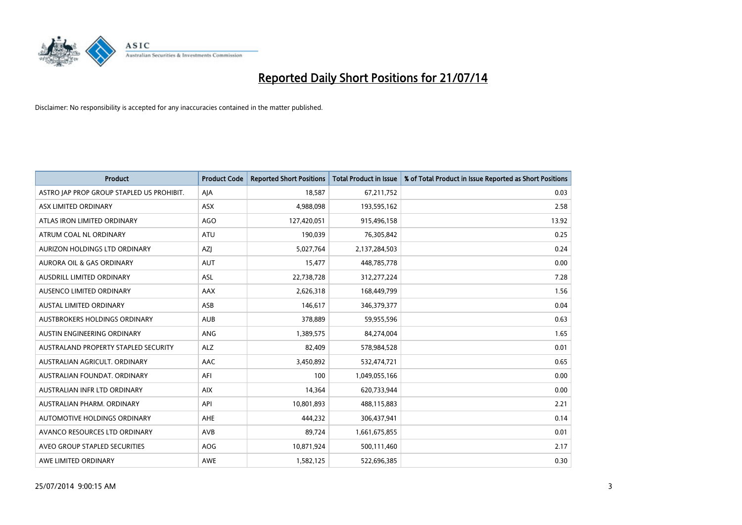# Reported Daily Short Positions for 21/07/14

Disclaimer: No responsibility is accepted for any inaccuracies contained in the matter published.

| Product | Product Code | Reported Short Positions | Total Product in Issue | % of Total Product in Issue Reported as Short Positions |
|---|---|---|---|---|
| ASTRO JAP PROP GROUP STAPLED US PROHIBIT. | AJA | 18,587 | 67,211,752 | 0.03 |
| ASX LIMITED ORDINARY | ASX | 4,988,098 | 193,595,162 | 2.58 |
| ATLAS IRON LIMITED ORDINARY | AGO | 127,420,051 | 915,496,158 | 13.92 |
| ATRUM COAL NL ORDINARY | ATU | 190,039 | 76,305,842 | 0.25 |
| AURIZON HOLDINGS LTD ORDINARY | AZJ | 5,027,764 | 2,137,284,503 | 0.24 |
| AURORA OIL & GAS ORDINARY | AUT | 15,477 | 448,785,778 | 0.00 |
| AUSDRILL LIMITED ORDINARY | ASL | 22,738,728 | 312,277,224 | 7.28 |
| AUSENCO LIMITED ORDINARY | AAX | 2,626,318 | 168,449,799 | 1.56 |
| AUSTAL LIMITED ORDINARY | ASB | 146,617 | 346,379,377 | 0.04 |
| AUSTBROKERS HOLDINGS ORDINARY | AUB | 378,889 | 59,955,596 | 0.63 |
| AUSTIN ENGINEERING ORDINARY | ANG | 1,389,575 | 84,274,004 | 1.65 |
| AUSTRALAND PROPERTY STAPLED SECURITY | ALZ | 82,409 | 578,984,528 | 0.01 |
| AUSTRALIAN AGRICULT. ORDINARY | AAC | 3,450,892 | 532,474,721 | 0.65 |
| AUSTRALIAN FOUNDAT. ORDINARY | AFI | 100 | 1,049,055,166 | 0.00 |
| AUSTRALIAN INFR LTD ORDINARY | AIX | 14,364 | 620,733,944 | 0.00 |
| AUSTRALIAN PHARM. ORDINARY | API | 10,801,893 | 488,115,883 | 2.21 |
| AUTOMOTIVE HOLDINGS ORDINARY | AHE | 444,232 | 306,437,941 | 0.14 |
| AVANCO RESOURCES LTD ORDINARY | AVB | 89,724 | 1,661,675,855 | 0.01 |
| AVEO GROUP STAPLED SECURITIES | AOG | 10,871,924 | 500,111,460 | 2.17 |
| AWE LIMITED ORDINARY | AWE | 1,582,125 | 522,696,385 | 0.30 |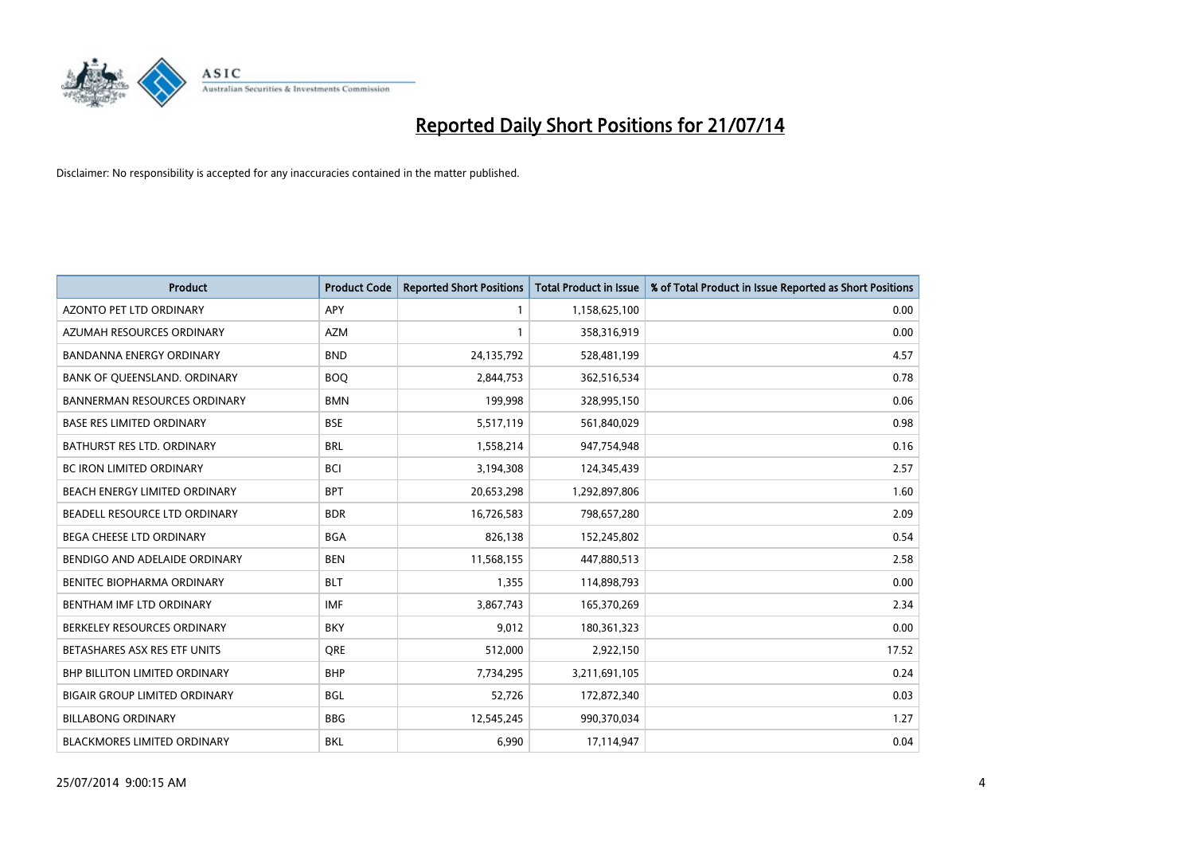# Reported Daily Short Positions for 21/07/14

Disclaimer: No responsibility is accepted for any inaccuracies contained in the matter published.

| Product | Product Code | Reported Short Positions | Total Product in Issue | % of Total Product in Issue Reported as Short Positions |
|---|---|---|---|---|
| AZONTO PET LTD ORDINARY | APY | 1 | 1,158,625,100 | 0.00 |
| AZUMAH RESOURCES ORDINARY | AZM | 1 | 358,316,919 | 0.00 |
| BANDANNA ENERGY ORDINARY | BND | 24,135,792 | 528,481,199 | 4.57 |
| BANK OF QUEENSLAND. ORDINARY | BOQ | 2,844,753 | 362,516,534 | 0.78 |
| BANNERMAN RESOURCES ORDINARY | BMN | 199,998 | 328,995,150 | 0.06 |
| BASE RES LIMITED ORDINARY | BSE | 5,517,119 | 561,840,029 | 0.98 |
| BATHURST RES LTD. ORDINARY | BRL | 1,558,214 | 947,754,948 | 0.16 |
| BC IRON LIMITED ORDINARY | BCI | 3,194,308 | 124,345,439 | 2.57 |
| BEACH ENERGY LIMITED ORDINARY | BPT | 20,653,298 | 1,292,897,806 | 1.60 |
| BEADELL RESOURCE LTD ORDINARY | BDR | 16,726,583 | 798,657,280 | 2.09 |
| BEGA CHEESE LTD ORDINARY | BGA | 826,138 | 152,245,802 | 0.54 |
| BENDIGO AND ADELAIDE ORDINARY | BEN | 11,568,155 | 447,880,513 | 2.58 |
| BENITEC BIOPHARMA ORDINARY | BLT | 1,355 | 114,898,793 | 0.00 |
| BENTHAM IMF LTD ORDINARY | IMF | 3,867,743 | 165,370,269 | 2.34 |
| BERKELEY RESOURCES ORDINARY | BKY | 9,012 | 180,361,323 | 0.00 |
| BETASHARES ASX RES ETF UNITS | QRE | 512,000 | 2,922,150 | 17.52 |
| BHP BILLITON LIMITED ORDINARY | BHP | 7,734,295 | 3,211,691,105 | 0.24 |
| BIGAIR GROUP LIMITED ORDINARY | BGL | 52,726 | 172,872,340 | 0.03 |
| BILLABONG ORDINARY | BBG | 12,545,245 | 990,370,034 | 1.27 |
| BLACKMORES LIMITED ORDINARY | BKL | 6,990 | 17,114,947 | 0.04 |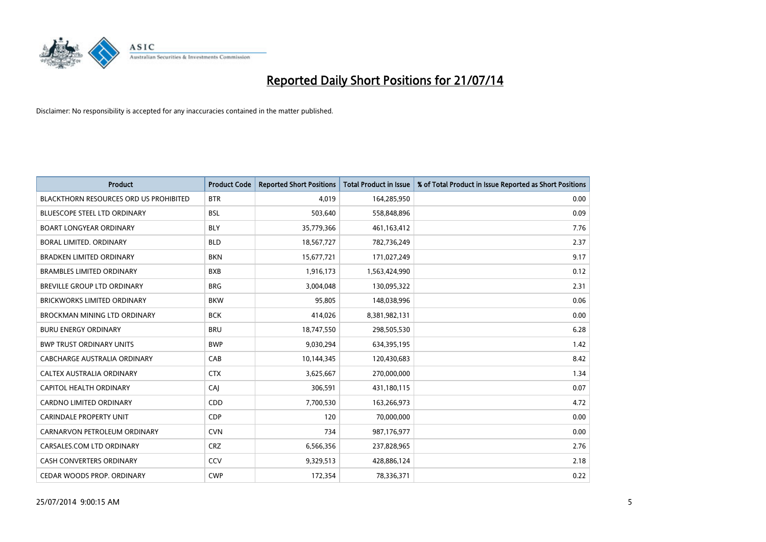# Reported Daily Short Positions for 21/07/14

Disclaimer: No responsibility is accepted for any inaccuracies contained in the matter published.

| Product | Product Code | Reported Short Positions | Total Product in Issue | % of Total Product in Issue Reported as Short Positions |
|---|---|---|---|---|
| BLACKTHORN RESOURCES ORD US PROHIBITED | BTR | 4,019 | 164,285,950 | 0.00 |
| BLUESCOPE STEEL LTD ORDINARY | BSL | 503,640 | 558,848,896 | 0.09 |
| BOART LONGYEAR ORDINARY | BLY | 35,779,366 | 461,163,412 | 7.76 |
| BORAL LIMITED. ORDINARY | BLD | 18,567,727 | 782,736,249 | 2.37 |
| BRADKEN LIMITED ORDINARY | BKN | 15,677,721 | 171,027,249 | 9.17 |
| BRAMBLES LIMITED ORDINARY | BXB | 1,916,173 | 1,563,424,990 | 0.12 |
| BREVILLE GROUP LTD ORDINARY | BRG | 3,004,048 | 130,095,322 | 2.31 |
| BRICKWORKS LIMITED ORDINARY | BKW | 95,805 | 148,038,996 | 0.06 |
| BROCKMAN MINING LTD ORDINARY | BCK | 414,026 | 8,381,982,131 | 0.00 |
| BURU ENERGY ORDINARY | BRU | 18,747,550 | 298,505,530 | 6.28 |
| BWP TRUST ORDINARY UNITS | BWP | 9,030,294 | 634,395,195 | 1.42 |
| CABCHARGE AUSTRALIA ORDINARY | CAB | 10,144,345 | 120,430,683 | 8.42 |
| CALTEX AUSTRALIA ORDINARY | CTX | 3,625,667 | 270,000,000 | 1.34 |
| CAPITOL HEALTH ORDINARY | CAJ | 306,591 | 431,180,115 | 0.07 |
| CARDNO LIMITED ORDINARY | CDD | 7,700,530 | 163,266,973 | 4.72 |
| CARINDALE PROPERTY UNIT | CDP | 120 | 70,000,000 | 0.00 |
| CARNARVON PETROLEUM ORDINARY | CVN | 734 | 987,176,977 | 0.00 |
| CARSALES.COM LTD ORDINARY | CRZ | 6,566,356 | 237,828,965 | 2.76 |
| CASH CONVERTERS ORDINARY | CCV | 9,329,513 | 428,886,124 | 2.18 |
| CEDAR WOODS PROP. ORDINARY | CWP | 172,354 | 78,336,371 | 0.22 |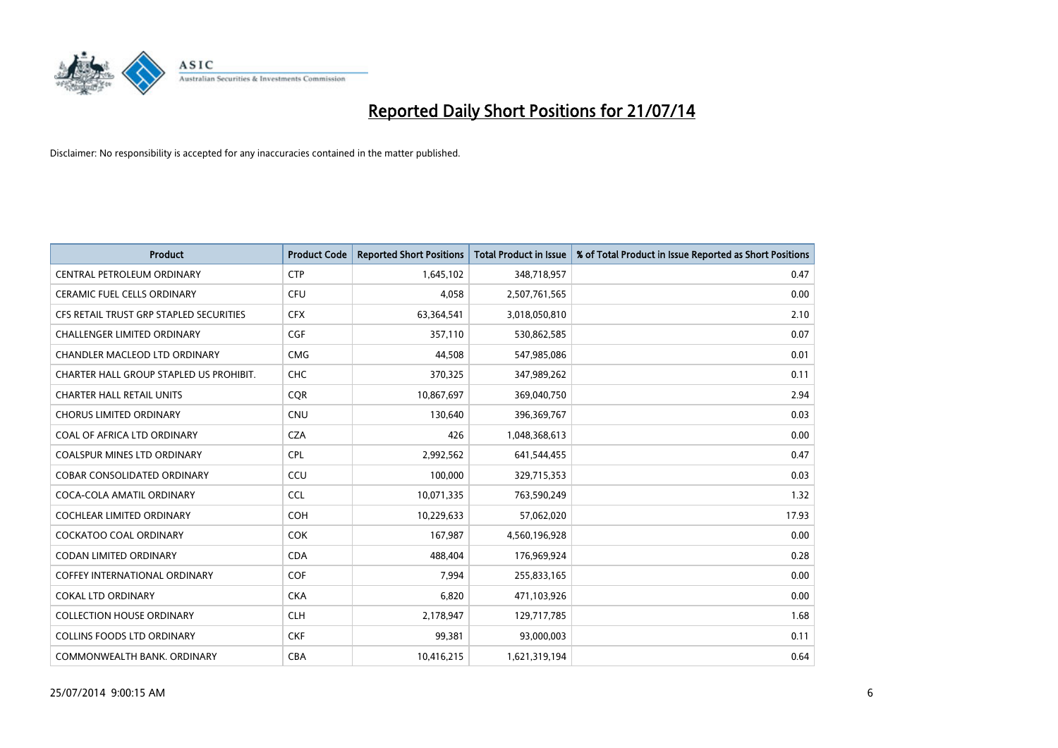# Reported Daily Short Positions for 21/07/14

Disclaimer: No responsibility is accepted for any inaccuracies contained in the matter published.

| Product | Product Code | Reported Short Positions | Total Product in Issue | % of Total Product in Issue Reported as Short Positions |
|---|---|---|---|---|
| CENTRAL PETROLEUM ORDINARY | CTP | 1,645,102 | 348,718,957 | 0.47 |
| CERAMIC FUEL CELLS ORDINARY | CFU | 4,058 | 2,507,761,565 | 0.00 |
| CFS RETAIL TRUST GRP STAPLED SECURITIES | CFX | 63,364,541 | 3,018,050,810 | 2.10 |
| CHALLENGER LIMITED ORDINARY | CGF | 357,110 | 530,862,585 | 0.07 |
| CHANDLER MACLEOD LTD ORDINARY | CMG | 44,508 | 547,985,086 | 0.01 |
| CHARTER HALL GROUP STAPLED US PROHIBIT. | CHC | 370,325 | 347,989,262 | 0.11 |
| CHARTER HALL RETAIL UNITS | CQR | 10,867,697 | 369,040,750 | 2.94 |
| CHORUS LIMITED ORDINARY | CNU | 130,640 | 396,369,767 | 0.03 |
| COAL OF AFRICA LTD ORDINARY | CZA | 426 | 1,048,368,613 | 0.00 |
| COALSPUR MINES LTD ORDINARY | CPL | 2,992,562 | 641,544,455 | 0.47 |
| COBAR CONSOLIDATED ORDINARY | CCU | 100,000 | 329,715,353 | 0.03 |
| COCA-COLA AMATIL ORDINARY | CCL | 10,071,335 | 763,590,249 | 1.32 |
| COCHLEAR LIMITED ORDINARY | COH | 10,229,633 | 57,062,020 | 17.93 |
| COCKATOO COAL ORDINARY | COK | 167,987 | 4,560,196,928 | 0.00 |
| CODAN LIMITED ORDINARY | CDA | 488,404 | 176,969,924 | 0.28 |
| COFFEY INTERNATIONAL ORDINARY | COF | 7,994 | 255,833,165 | 0.00 |
| COKAL LTD ORDINARY | CKA | 6,820 | 471,103,926 | 0.00 |
| COLLECTION HOUSE ORDINARY | CLH | 2,178,947 | 129,717,785 | 1.68 |
| COLLINS FOODS LTD ORDINARY | CKF | 99,381 | 93,000,003 | 0.11 |
| COMMONWEALTH BANK. ORDINARY | CBA | 10,416,215 | 1,621,319,194 | 0.64 |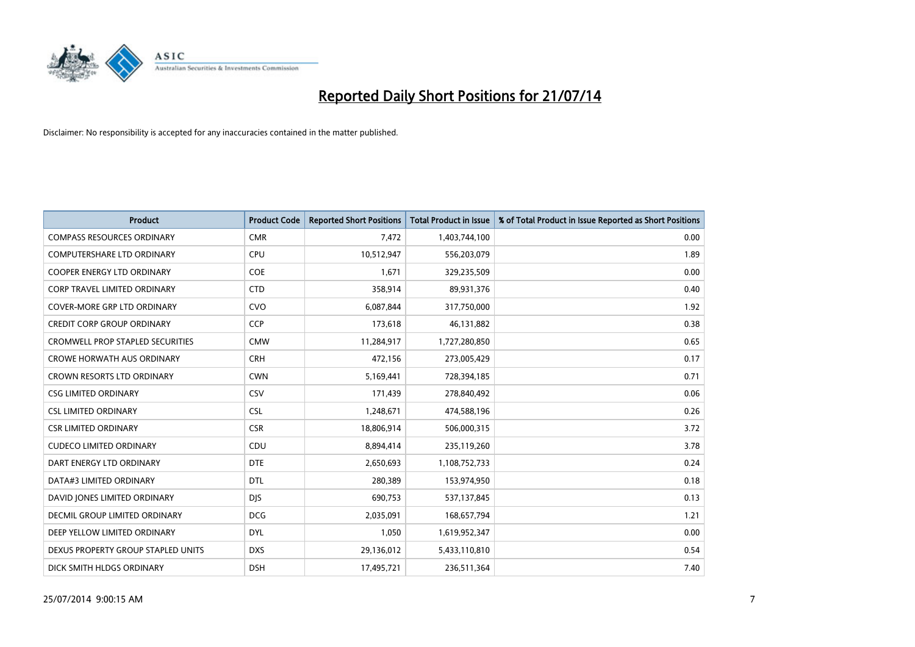# Reported Daily Short Positions for 21/07/14

Disclaimer: No responsibility is accepted for any inaccuracies contained in the matter published.

| Product | Product Code | Reported Short Positions | Total Product in Issue | % of Total Product in Issue Reported as Short Positions |
|---|---|---|---|---|
| COMPASS RESOURCES ORDINARY | CMR | 7,472 | 1,403,744,100 | 0.00 |
| COMPUTERSHARE LTD ORDINARY | CPU | 10,512,947 | 556,203,079 | 1.89 |
| COOPER ENERGY LTD ORDINARY | COE | 1,671 | 329,235,509 | 0.00 |
| CORP TRAVEL LIMITED ORDINARY | CTD | 358,914 | 89,931,376 | 0.40 |
| COVER-MORE GRP LTD ORDINARY | CVO | 6,087,844 | 317,750,000 | 1.92 |
| CREDIT CORP GROUP ORDINARY | CCP | 173,618 | 46,131,882 | 0.38 |
| CROMWELL PROP STAPLED SECURITIES | CMW | 11,284,917 | 1,727,280,850 | 0.65 |
| CROWE HORWATH AUS ORDINARY | CRH | 472,156 | 273,005,429 | 0.17 |
| CROWN RESORTS LTD ORDINARY | CWN | 5,169,441 | 728,394,185 | 0.71 |
| CSG LIMITED ORDINARY | CSV | 171,439 | 278,840,492 | 0.06 |
| CSL LIMITED ORDINARY | CSL | 1,248,671 | 474,588,196 | 0.26 |
| CSR LIMITED ORDINARY | CSR | 18,806,914 | 506,000,315 | 3.72 |
| CUDECO LIMITED ORDINARY | CDU | 8,894,414 | 235,119,260 | 3.78 |
| DART ENERGY LTD ORDINARY | DTE | 2,650,693 | 1,108,752,733 | 0.24 |
| DATA#3 LIMITED ORDINARY | DTL | 280,389 | 153,974,950 | 0.18 |
| DAVID JONES LIMITED ORDINARY | DJS | 690,753 | 537,137,845 | 0.13 |
| DECMIL GROUP LIMITED ORDINARY | DCG | 2,035,091 | 168,657,794 | 1.21 |
| DEEP YELLOW LIMITED ORDINARY | DYL | 1,050 | 1,619,952,347 | 0.00 |
| DEXUS PROPERTY GROUP STAPLED UNITS | DXS | 29,136,012 | 5,433,110,810 | 0.54 |
| DICK SMITH HLDGS ORDINARY | DSH | 17,495,721 | 236,511,364 | 7.40 |

25/07/2014 9:00:15 AM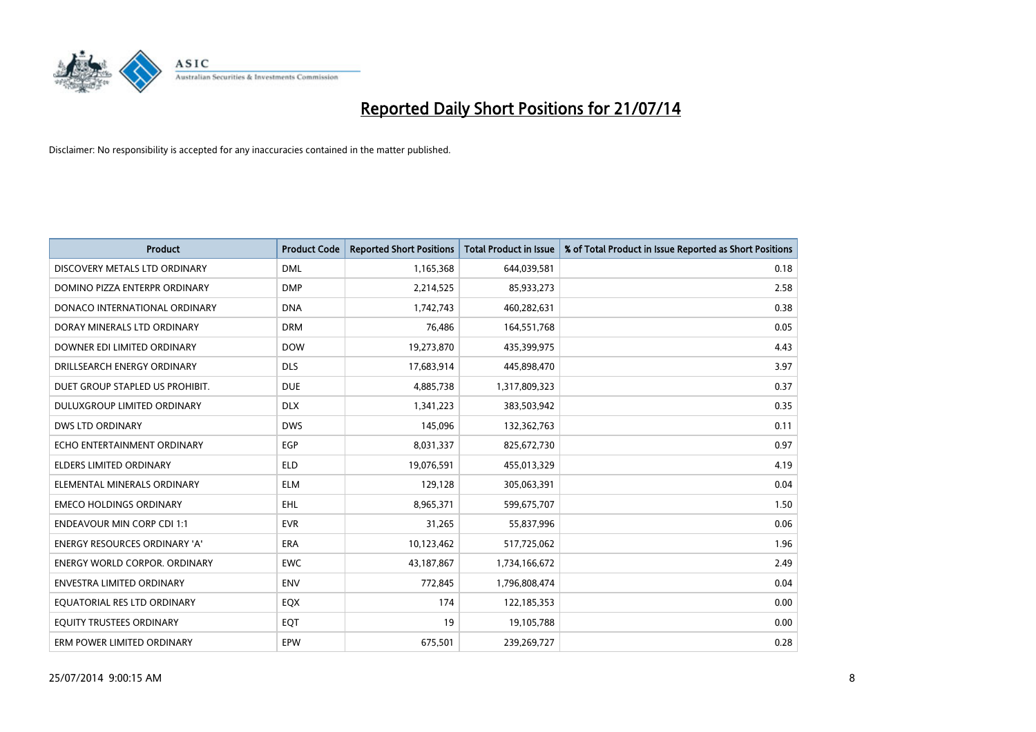# Reported Daily Short Positions for 21/07/14

Disclaimer: No responsibility is accepted for any inaccuracies contained in the matter published.

| Product | Product Code | Reported Short Positions | Total Product in Issue | % of Total Product in Issue Reported as Short Positions |
|---|---|---|---|---|
| DISCOVERY METALS LTD ORDINARY | DML | 1,165,368 | 644,039,581 | 0.18 |
| DOMINO PIZZA ENTERPR ORDINARY | DMP | 2,214,525 | 85,933,273 | 2.58 |
| DONACO INTERNATIONAL ORDINARY | DNA | 1,742,743 | 460,282,631 | 0.38 |
| DORAY MINERALS LTD ORDINARY | DRM | 76,486 | 164,551,768 | 0.05 |
| DOWNER EDI LIMITED ORDINARY | DOW | 19,273,870 | 435,399,975 | 4.43 |
| DRILLSEARCH ENERGY ORDINARY | DLS | 17,683,914 | 445,898,470 | 3.97 |
| DUET GROUP STAPLED US PROHIBIT. | DUE | 4,885,738 | 1,317,809,323 | 0.37 |
| DULUXGROUP LIMITED ORDINARY | DLX | 1,341,223 | 383,503,942 | 0.35 |
| DWS LTD ORDINARY | DWS | 145,096 | 132,362,763 | 0.11 |
| ECHO ENTERTAINMENT ORDINARY | EGP | 8,031,337 | 825,672,730 | 0.97 |
| ELDERS LIMITED ORDINARY | ELD | 19,076,591 | 455,013,329 | 4.19 |
| ELEMENTAL MINERALS ORDINARY | ELM | 129,128 | 305,063,391 | 0.04 |
| EMECO HOLDINGS ORDINARY | EHL | 8,965,371 | 599,675,707 | 1.50 |
| ENDEAVOUR MIN CORP CDI 1:1 | EVR | 31,265 | 55,837,996 | 0.06 |
| ENERGY RESOURCES ORDINARY 'A' | ERA | 10,123,462 | 517,725,062 | 1.96 |
| ENERGY WORLD CORPOR. ORDINARY | EWC | 43,187,867 | 1,734,166,672 | 2.49 |
| ENVESTRA LIMITED ORDINARY | ENV | 772,845 | 1,796,808,474 | 0.04 |
| EQUATORIAL RES LTD ORDINARY | EQX | 174 | 122,185,353 | 0.00 |
| EQUITY TRUSTEES ORDINARY | EQT | 19 | 19,105,788 | 0.00 |
| ERM POWER LIMITED ORDINARY | EPW | 675,501 | 239,269,727 | 0.28 |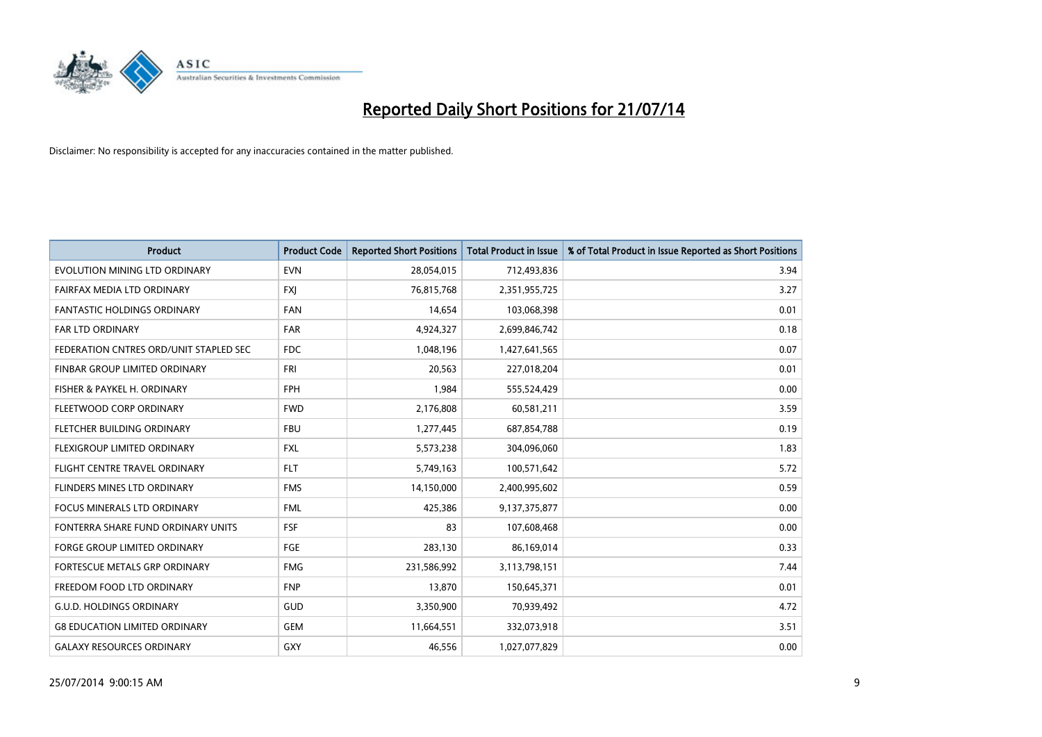# Reported Daily Short Positions for 21/07/14

Disclaimer: No responsibility is accepted for any inaccuracies contained in the matter published.

| Product | Product Code | Reported Short Positions | Total Product in Issue | % of Total Product in Issue Reported as Short Positions |
|---|---|---|---|---|
| EVOLUTION MINING LTD ORDINARY | EVN | 28,054,015 | 712,493,836 | 3.94 |
| FAIRFAX MEDIA LTD ORDINARY | FXJ | 76,815,768 | 2,351,955,725 | 3.27 |
| FANTASTIC HOLDINGS ORDINARY | FAN | 14,654 | 103,068,398 | 0.01 |
| FAR LTD ORDINARY | FAR | 4,924,327 | 2,699,846,742 | 0.18 |
| FEDERATION CNTRES ORD/UNIT STAPLED SEC | FDC | 1,048,196 | 1,427,641,565 | 0.07 |
| FINBAR GROUP LIMITED ORDINARY | FRI | 20,563 | 227,018,204 | 0.01 |
| FISHER & PAYKEL H. ORDINARY | FPH | 1,984 | 555,524,429 | 0.00 |
| FLEETWOOD CORP ORDINARY | FWD | 2,176,808 | 60,581,211 | 3.59 |
| FLETCHER BUILDING ORDINARY | FBU | 1,277,445 | 687,854,788 | 0.19 |
| FLEXIGROUP LIMITED ORDINARY | FXL | 5,573,238 | 304,096,060 | 1.83 |
| FLIGHT CENTRE TRAVEL ORDINARY | FLT | 5,749,163 | 100,571,642 | 5.72 |
| FLINDERS MINES LTD ORDINARY | FMS | 14,150,000 | 2,400,995,602 | 0.59 |
| FOCUS MINERALS LTD ORDINARY | FML | 425,386 | 9,137,375,877 | 0.00 |
| FONTERRA SHARE FUND ORDINARY UNITS | FSF | 83 | 107,608,468 | 0.00 |
| FORGE GROUP LIMITED ORDINARY | FGE | 283,130 | 86,169,014 | 0.33 |
| FORTESCUE METALS GRP ORDINARY | FMG | 231,586,992 | 3,113,798,151 | 7.44 |
| FREEDOM FOOD LTD ORDINARY | FNP | 13,870 | 150,645,371 | 0.01 |
| G.U.D. HOLDINGS ORDINARY | GUD | 3,350,900 | 70,939,492 | 4.72 |
| G8 EDUCATION LIMITED ORDINARY | GEM | 11,664,551 | 332,073,918 | 3.51 |
| GALAXY RESOURCES ORDINARY | GXY | 46,556 | 1,027,077,829 | 0.00 |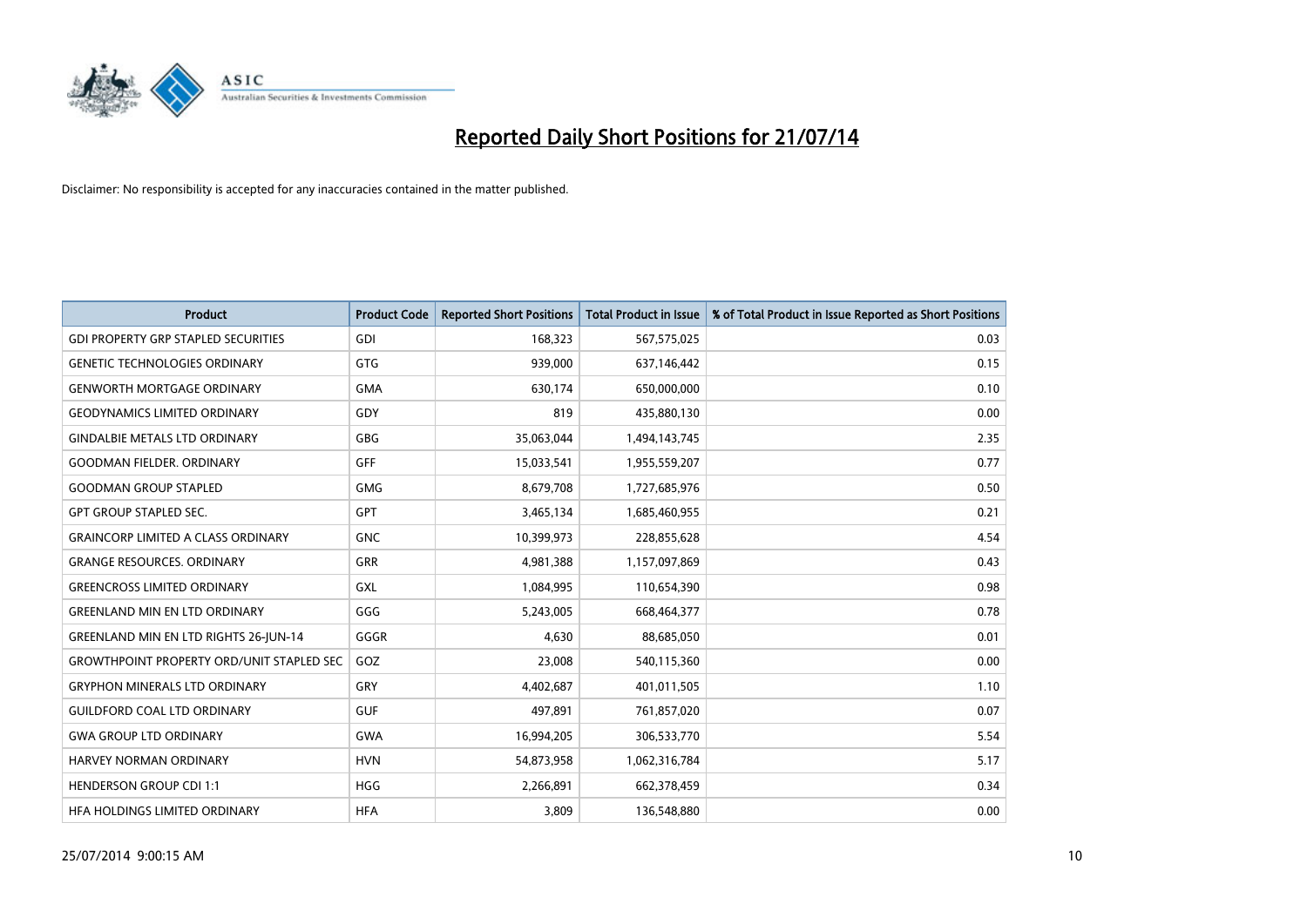# Reported Daily Short Positions for 21/07/14

Disclaimer: No responsibility is accepted for any inaccuracies contained in the matter published.

| Product | Product Code | Reported Short Positions | Total Product in Issue | % of Total Product in Issue Reported as Short Positions |
|---|---|---|---|---|
| GDI PROPERTY GRP STAPLED SECURITIES | GDI | 168,323 | 567,575,025 | 0.03 |
| GENETIC TECHNOLOGIES ORDINARY | GTG | 939,000 | 637,146,442 | 0.15 |
| GENWORTH MORTGAGE ORDINARY | GMA | 630,174 | 650,000,000 | 0.10 |
| GEODYNAMICS LIMITED ORDINARY | GDY | 819 | 435,880,130 | 0.00 |
| GINDALBIE METALS LTD ORDINARY | GBG | 35,063,044 | 1,494,143,745 | 2.35 |
| GOODMAN FIELDER. ORDINARY | GFF | 15,033,541 | 1,955,559,207 | 0.77 |
| GOODMAN GROUP STAPLED | GMG | 8,679,708 | 1,727,685,976 | 0.50 |
| GPT GROUP STAPLED SEC. | GPT | 3,465,134 | 1,685,460,955 | 0.21 |
| GRAINCORP LIMITED A CLASS ORDINARY | GNC | 10,399,973 | 228,855,628 | 4.54 |
| GRANGE RESOURCES. ORDINARY | GRR | 4,981,388 | 1,157,097,869 | 0.43 |
| GREENCROSS LIMITED ORDINARY | GXL | 1,084,995 | 110,654,390 | 0.98 |
| GREENLAND MIN EN LTD ORDINARY | GGG | 5,243,005 | 668,464,377 | 0.78 |
| GREENLAND MIN EN LTD RIGHTS 26-JUN-14 | GGGR | 4,630 | 88,685,050 | 0.01 |
| GROWTHPOINT PROPERTY ORD/UNIT STAPLED SEC | GOZ | 23,008 | 540,115,360 | 0.00 |
| GRYPHON MINERALS LTD ORDINARY | GRY | 4,402,687 | 401,011,505 | 1.10 |
| GUILDFORD COAL LTD ORDINARY | GUF | 497,891 | 761,857,020 | 0.07 |
| GWA GROUP LTD ORDINARY | GWA | 16,994,205 | 306,533,770 | 5.54 |
| HARVEY NORMAN ORDINARY | HVN | 54,873,958 | 1,062,316,784 | 5.17 |
| HENDERSON GROUP CDI 1:1 | HGG | 2,266,891 | 662,378,459 | 0.34 |
| HFA HOLDINGS LIMITED ORDINARY | HFA | 3,809 | 136,548,880 | 0.00 |

25/07/2014 9:00:15 AM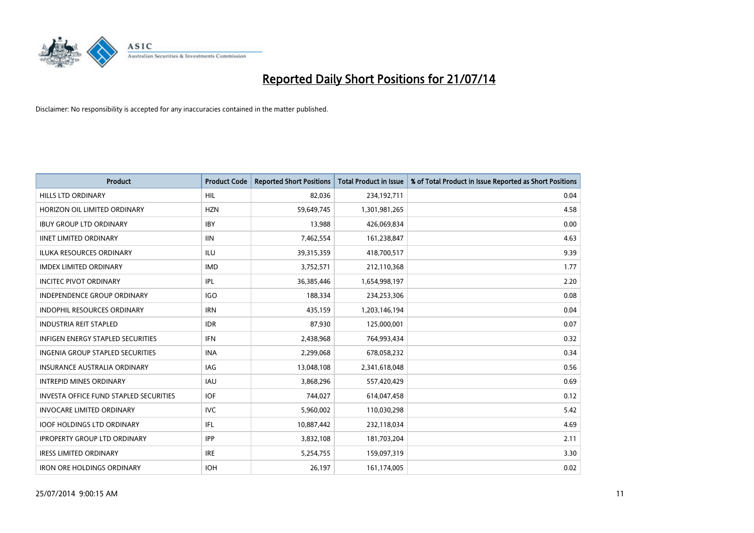# Reported Daily Short Positions for 21/07/14

Disclaimer: No responsibility is accepted for any inaccuracies contained in the matter published.

| Product | Product Code | Reported Short Positions | Total Product in Issue | % of Total Product in Issue Reported as Short Positions |
|---|---|---|---|---|
| HILLS LTD ORDINARY | HIL | 82,036 | 234,192,711 | 0.04 |
| HORIZON OIL LIMITED ORDINARY | HZN | 59,649,745 | 1,301,981,265 | 4.58 |
| IBUY GROUP LTD ORDINARY | IBY | 13,988 | 426,069,834 | 0.00 |
| IINET LIMITED ORDINARY | IIN | 7,462,554 | 161,238,847 | 4.63 |
| ILUKA RESOURCES ORDINARY | ILU | 39,315,359 | 418,700,517 | 9.39 |
| IMDEX LIMITED ORDINARY | IMD | 3,752,571 | 212,110,368 | 1.77 |
| INCITEC PIVOT ORDINARY | IPL | 36,385,446 | 1,654,998,197 | 2.20 |
| INDEPENDENCE GROUP ORDINARY | IGO | 188,334 | 234,253,306 | 0.08 |
| INDOPHIL RESOURCES ORDINARY | IRN | 435,159 | 1,203,146,194 | 0.04 |
| INDUSTRIA REIT STAPLED | IDR | 87,930 | 125,000,001 | 0.07 |
| INFIGEN ENERGY STAPLED SECURITIES | IFN | 2,438,968 | 764,993,434 | 0.32 |
| INGENIA GROUP STAPLED SECURITIES | INA | 2,299,068 | 678,058,232 | 0.34 |
| INSURANCE AUSTRALIA ORDINARY | IAG | 13,048,108 | 2,341,618,048 | 0.56 |
| INTREPID MINES ORDINARY | IAU | 3,868,296 | 557,420,429 | 0.69 |
| INVESTA OFFICE FUND STAPLED SECURITIES | IOF | 744,027 | 614,047,458 | 0.12 |
| INVOCARE LIMITED ORDINARY | IVC | 5,960,002 | 110,030,298 | 5.42 |
| IOOF HOLDINGS LTD ORDINARY | IFL | 10,887,442 | 232,118,034 | 4.69 |
| IPROPERTY GROUP LTD ORDINARY | IPP | 3,832,108 | 181,703,204 | 2.11 |
| IRESS LIMITED ORDINARY | IRE | 5,254,755 | 159,097,319 | 3.30 |
| IRON ORE HOLDINGS ORDINARY | IOH | 26,197 | 161,174,005 | 0.02 |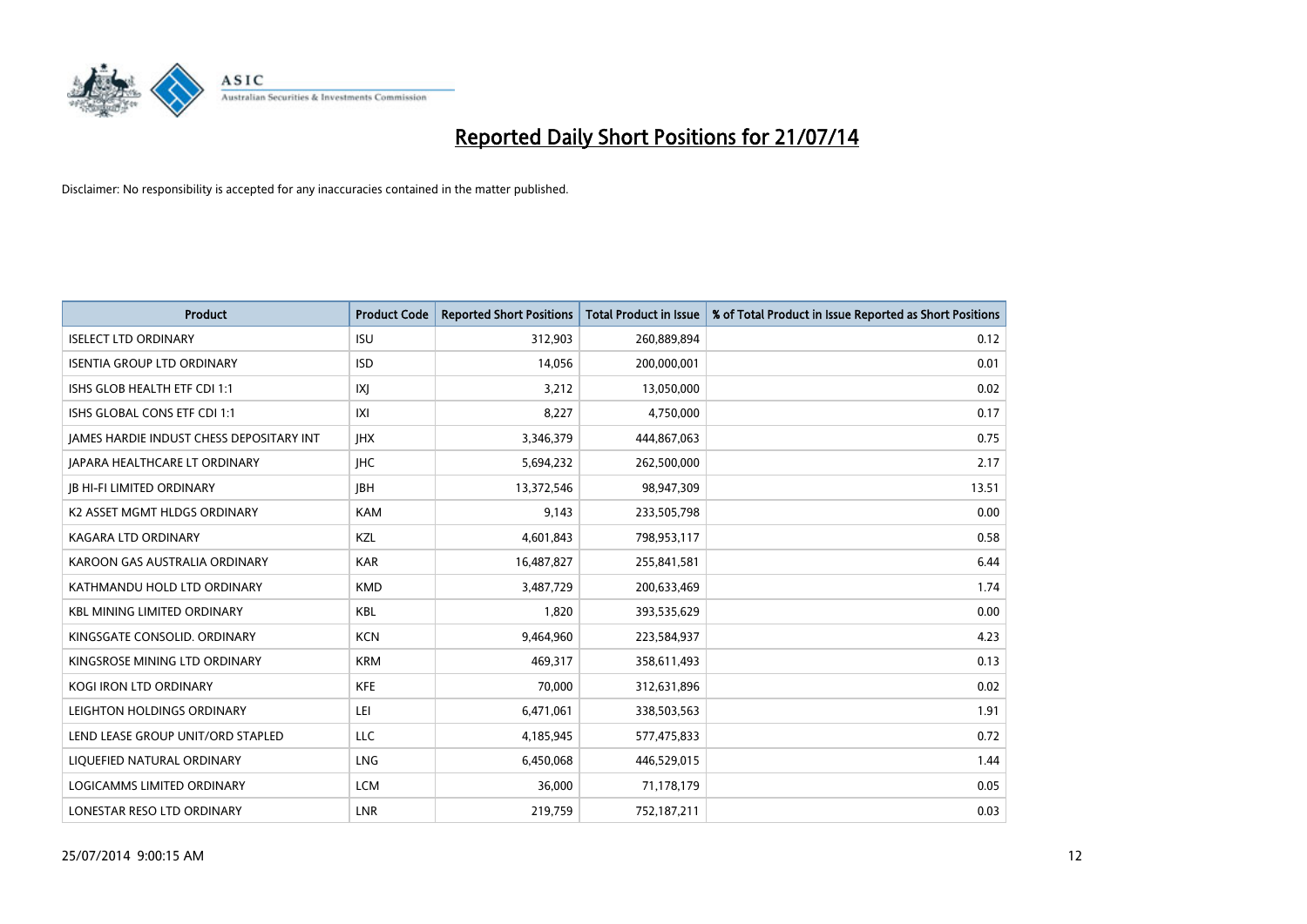# Reported Daily Short Positions for 21/07/14

Disclaimer: No responsibility is accepted for any inaccuracies contained in the matter published.

| Product | Product Code | Reported Short Positions | Total Product in Issue | % of Total Product in Issue Reported as Short Positions |
|---|---|---|---|---|
| ISELECT LTD ORDINARY | ISU | 312,903 | 260,889,894 | 0.12 |
| ISENTIA GROUP LTD ORDINARY | ISD | 14,056 | 200,000,001 | 0.01 |
| ISHS GLOB HEALTH ETF CDI 1:1 | IXJ | 3,212 | 13,050,000 | 0.02 |
| ISHS GLOBAL CONS ETF CDI 1:1 | IXI | 8,227 | 4,750,000 | 0.17 |
| JAMES HARDIE INDUST CHESS DEPOSITARY INT | JHX | 3,346,379 | 444,867,063 | 0.75 |
| JAPARA HEALTHCARE LT ORDINARY | JHC | 5,694,232 | 262,500,000 | 2.17 |
| JB HI-FI LIMITED ORDINARY | JBH | 13,372,546 | 98,947,309 | 13.51 |
| K2 ASSET MGMT HLDGS ORDINARY | KAM | 9,143 | 233,505,798 | 0.00 |
| KAGARA LTD ORDINARY | KZL | 4,601,843 | 798,953,117 | 0.58 |
| KAROON GAS AUSTRALIA ORDINARY | KAR | 16,487,827 | 255,841,581 | 6.44 |
| KATHMANDU HOLD LTD ORDINARY | KMD | 3,487,729 | 200,633,469 | 1.74 |
| KBL MINING LIMITED ORDINARY | KBL | 1,820 | 393,535,629 | 0.00 |
| KINGSGATE CONSOLID. ORDINARY | KCN | 9,464,960 | 223,584,937 | 4.23 |
| KINGSROSE MINING LTD ORDINARY | KRM | 469,317 | 358,611,493 | 0.13 |
| KOGI IRON LTD ORDINARY | KFE | 70,000 | 312,631,896 | 0.02 |
| LEIGHTON HOLDINGS ORDINARY | LEI | 6,471,061 | 338,503,563 | 1.91 |
| LEND LEASE GROUP UNIT/ORD STAPLED | LLC | 4,185,945 | 577,475,833 | 0.72 |
| LIQUEFIED NATURAL ORDINARY | LNG | 6,450,068 | 446,529,015 | 1.44 |
| LOGICAMMS LIMITED ORDINARY | LCM | 36,000 | 71,178,179 | 0.05 |
| LONESTAR RESO LTD ORDINARY | LNR | 219,759 | 752,187,211 | 0.03 |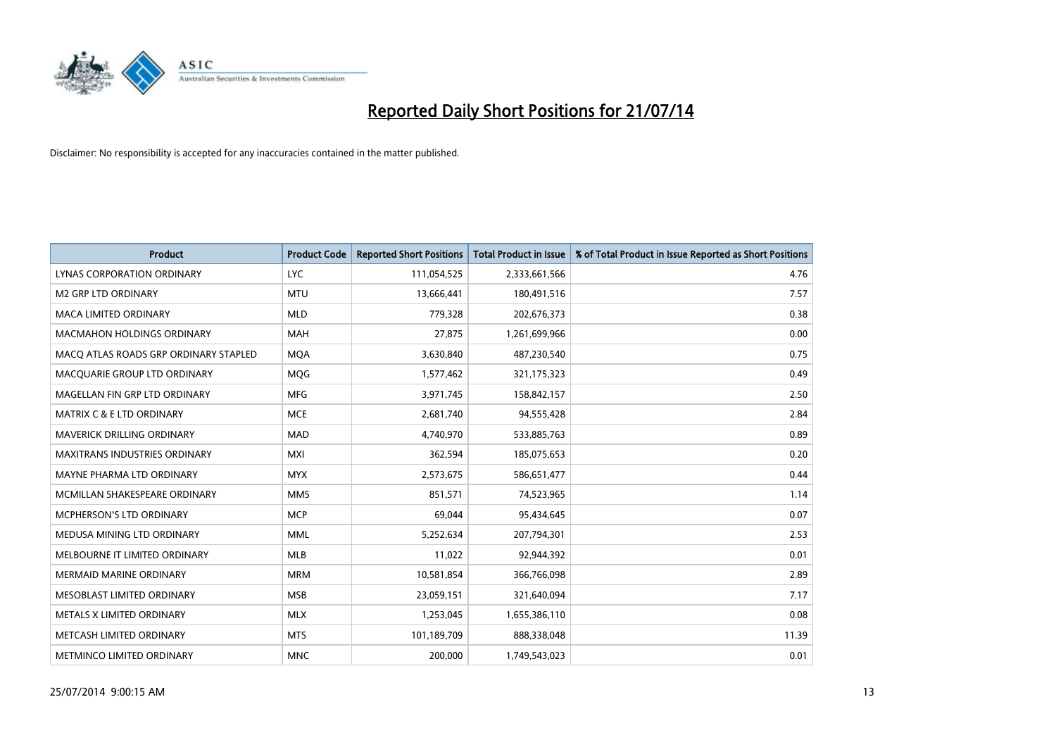# Reported Daily Short Positions for 21/07/14

Disclaimer: No responsibility is accepted for any inaccuracies contained in the matter published.

| Product | Product Code | Reported Short Positions | Total Product in Issue | % of Total Product in Issue Reported as Short Positions |
|---|---|---|---|---|
| LYNAS CORPORATION ORDINARY | LYC | 111,054,525 | 2,333,661,566 | 4.76 |
| M2 GRP LTD ORDINARY | MTU | 13,666,441 | 180,491,516 | 7.57 |
| MACA LIMITED ORDINARY | MLD | 779,328 | 202,676,373 | 0.38 |
| MACMAHON HOLDINGS ORDINARY | MAH | 27,875 | 1,261,699,966 | 0.00 |
| MACQ ATLAS ROADS GRP ORDINARY STAPLED | MQA | 3,630,840 | 487,230,540 | 0.75 |
| MACQUARIE GROUP LTD ORDINARY | MQG | 1,577,462 | 321,175,323 | 0.49 |
| MAGELLAN FIN GRP LTD ORDINARY | MFG | 3,971,745 | 158,842,157 | 2.50 |
| MATRIX C & E LTD ORDINARY | MCE | 2,681,740 | 94,555,428 | 2.84 |
| MAVERICK DRILLING ORDINARY | MAD | 4,740,970 | 533,885,763 | 0.89 |
| MAXITRANS INDUSTRIES ORDINARY | MXI | 362,594 | 185,075,653 | 0.20 |
| MAYNE PHARMA LTD ORDINARY | MYX | 2,573,675 | 586,651,477 | 0.44 |
| MCMILLAN SHAKESPEARE ORDINARY | MMS | 851,571 | 74,523,965 | 1.14 |
| MCPHERSON'S LTD ORDINARY | MCP | 69,044 | 95,434,645 | 0.07 |
| MEDUSA MINING LTD ORDINARY | MML | 5,252,634 | 207,794,301 | 2.53 |
| MELBOURNE IT LIMITED ORDINARY | MLB | 11,022 | 92,944,392 | 0.01 |
| MERMAID MARINE ORDINARY | MRM | 10,581,854 | 366,766,098 | 2.89 |
| MESOBLAST LIMITED ORDINARY | MSB | 23,059,151 | 321,640,094 | 7.17 |
| METALS X LIMITED ORDINARY | MLX | 1,253,045 | 1,655,386,110 | 0.08 |
| METCASH LIMITED ORDINARY | MTS | 101,189,709 | 888,338,048 | 11.39 |
| METMINCO LIMITED ORDINARY | MNC | 200,000 | 1,749,543,023 | 0.01 |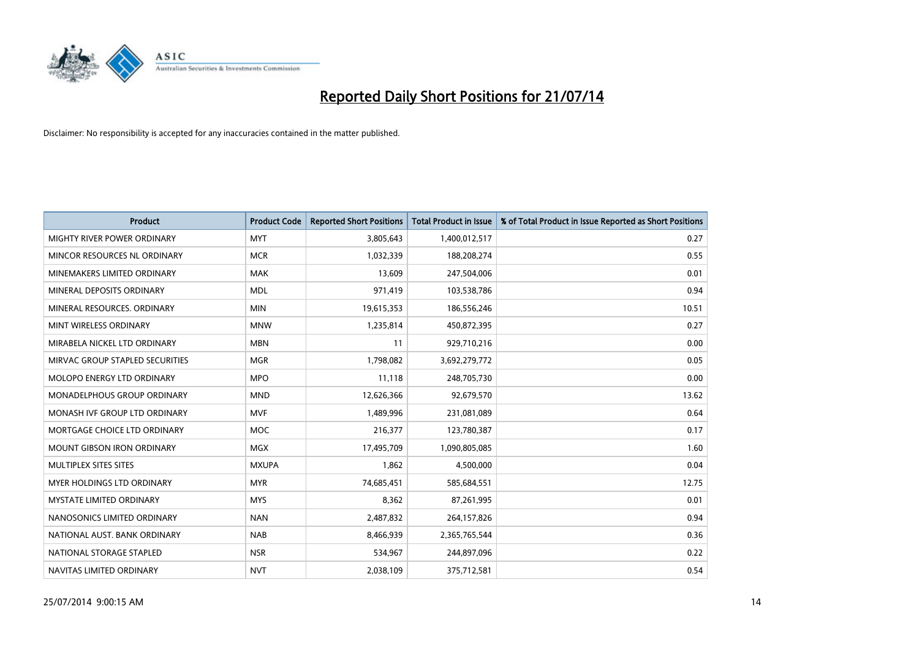# Reported Daily Short Positions for 21/07/14

Disclaimer: No responsibility is accepted for any inaccuracies contained in the matter published.

| Product | Product Code | Reported Short Positions | Total Product in Issue | % of Total Product in Issue Reported as Short Positions |
|---|---|---|---|---|
| MIGHTY RIVER POWER ORDINARY | MYT | 3,805,643 | 1,400,012,517 | 0.27 |
| MINCOR RESOURCES NL ORDINARY | MCR | 1,032,339 | 188,208,274 | 0.55 |
| MINEMAKERS LIMITED ORDINARY | MAK | 13,609 | 247,504,006 | 0.01 |
| MINERAL DEPOSITS ORDINARY | MDL | 971,419 | 103,538,786 | 0.94 |
| MINERAL RESOURCES. ORDINARY | MIN | 19,615,353 | 186,556,246 | 10.51 |
| MINT WIRELESS ORDINARY | MNW | 1,235,814 | 450,872,395 | 0.27 |
| MIRABELA NICKEL LTD ORDINARY | MBN | 11 | 929,710,216 | 0.00 |
| MIRVAC GROUP STAPLED SECURITIES | MGR | 1,798,082 | 3,692,279,772 | 0.05 |
| MOLOPO ENERGY LTD ORDINARY | MPO | 11,118 | 248,705,730 | 0.00 |
| MONADELPHOUS GROUP ORDINARY | MND | 12,626,366 | 92,679,570 | 13.62 |
| MONASH IVF GROUP LTD ORDINARY | MVF | 1,489,996 | 231,081,089 | 0.64 |
| MORTGAGE CHOICE LTD ORDINARY | MOC | 216,377 | 123,780,387 | 0.17 |
| MOUNT GIBSON IRON ORDINARY | MGX | 17,495,709 | 1,090,805,085 | 1.60 |
| MULTIPLEX SITES SITES | MXUPA | 1,862 | 4,500,000 | 0.04 |
| MYER HOLDINGS LTD ORDINARY | MYR | 74,685,451 | 585,684,551 | 12.75 |
| MYSTATE LIMITED ORDINARY | MYS | 8,362 | 87,261,995 | 0.01 |
| NANOSONICS LIMITED ORDINARY | NAN | 2,487,832 | 264,157,826 | 0.94 |
| NATIONAL AUST. BANK ORDINARY | NAB | 8,466,939 | 2,365,765,544 | 0.36 |
| NATIONAL STORAGE STAPLED | NSR | 534,967 | 244,897,096 | 0.22 |
| NAVITAS LIMITED ORDINARY | NVT | 2,038,109 | 375,712,581 | 0.54 |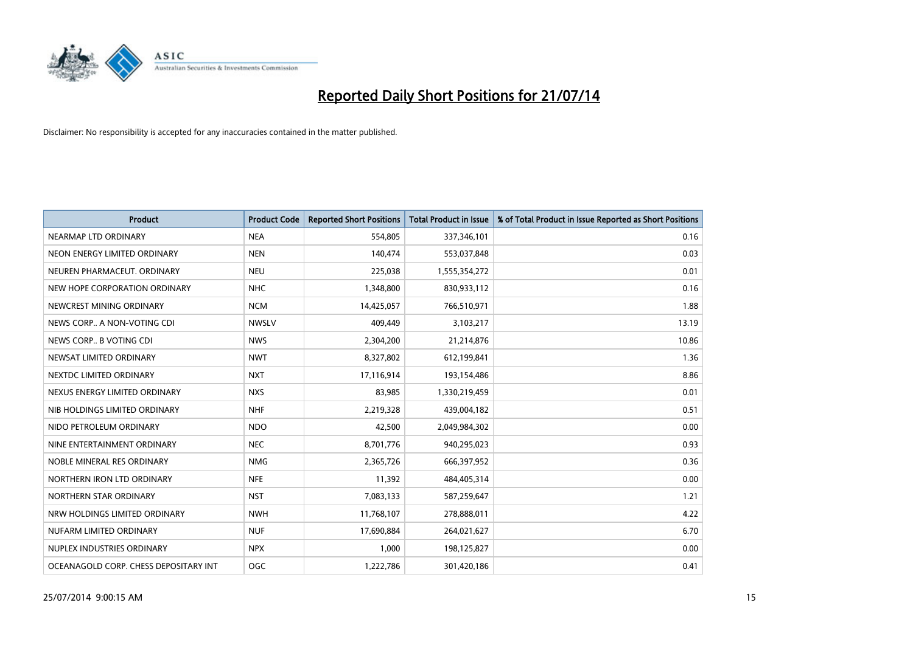# Reported Daily Short Positions for 21/07/14

Disclaimer: No responsibility is accepted for any inaccuracies contained in the matter published.

| Product | Product Code | Reported Short Positions | Total Product in Issue | % of Total Product in Issue Reported as Short Positions |
|---|---|---|---|---|
| NEARMAP LTD ORDINARY | NEA | 554,805 | 337,346,101 | 0.16 |
| NEON ENERGY LIMITED ORDINARY | NEN | 140,474 | 553,037,848 | 0.03 |
| NEUREN PHARMACEUT. ORDINARY | NEU | 225,038 | 1,555,354,272 | 0.01 |
| NEW HOPE CORPORATION ORDINARY | NHC | 1,348,800 | 830,933,112 | 0.16 |
| NEWCREST MINING ORDINARY | NCM | 14,425,057 | 766,510,971 | 1.88 |
| NEWS CORP.. A NON-VOTING CDI | NWSLV | 409,449 | 3,103,217 | 13.19 |
| NEWS CORP.. B VOTING CDI | NWS | 2,304,200 | 21,214,876 | 10.86 |
| NEWSAT LIMITED ORDINARY | NWT | 8,327,802 | 612,199,841 | 1.36 |
| NEXTDC LIMITED ORDINARY | NXT | 17,116,914 | 193,154,486 | 8.86 |
| NEXUS ENERGY LIMITED ORDINARY | NXS | 83,985 | 1,330,219,459 | 0.01 |
| NIB HOLDINGS LIMITED ORDINARY | NHF | 2,219,328 | 439,004,182 | 0.51 |
| NIDO PETROLEUM ORDINARY | NDO | 42,500 | 2,049,984,302 | 0.00 |
| NINE ENTERTAINMENT ORDINARY | NEC | 8,701,776 | 940,295,023 | 0.93 |
| NOBLE MINERAL RES ORDINARY | NMG | 2,365,726 | 666,397,952 | 0.36 |
| NORTHERN IRON LTD ORDINARY | NFE | 11,392 | 484,405,314 | 0.00 |
| NORTHERN STAR ORDINARY | NST | 7,083,133 | 587,259,647 | 1.21 |
| NRW HOLDINGS LIMITED ORDINARY | NWH | 11,768,107 | 278,888,011 | 4.22 |
| NUFARM LIMITED ORDINARY | NUF | 17,690,884 | 264,021,627 | 6.70 |
| NUPLEX INDUSTRIES ORDINARY | NPX | 1,000 | 198,125,827 | 0.00 |
| OCEANAGOLD CORP. CHESS DEPOSITARY INT | OGC | 1,222,786 | 301,420,186 | 0.41 |

25/07/2014 9:00:15 AM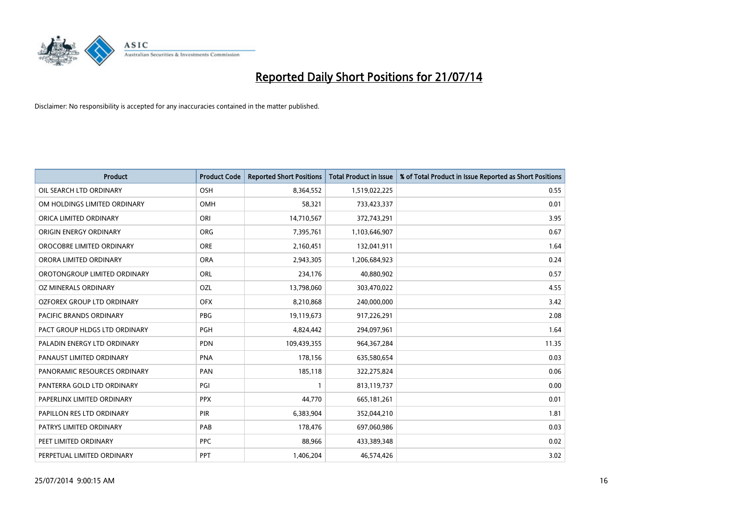# Reported Daily Short Positions for 21/07/14

Disclaimer: No responsibility is accepted for any inaccuracies contained in the matter published.

| Product | Product Code | Reported Short Positions | Total Product in Issue | % of Total Product in Issue Reported as Short Positions |
|---|---|---|---|---|
| OIL SEARCH LTD ORDINARY | OSH | 8,364,552 | 1,519,022,225 | 0.55 |
| OM HOLDINGS LIMITED ORDINARY | OMH | 58,321 | 733,423,337 | 0.01 |
| ORICA LIMITED ORDINARY | ORI | 14,710,567 | 372,743,291 | 3.95 |
| ORIGIN ENERGY ORDINARY | ORG | 7,395,761 | 1,103,646,907 | 0.67 |
| OROCOBRE LIMITED ORDINARY | ORE | 2,160,451 | 132,041,911 | 1.64 |
| ORORA LIMITED ORDINARY | ORA | 2,943,305 | 1,206,684,923 | 0.24 |
| OROTONGROUP LIMITED ORDINARY | ORL | 234,176 | 40,880,902 | 0.57 |
| OZ MINERALS ORDINARY | OZL | 13,798,060 | 303,470,022 | 4.55 |
| OZFOREX GROUP LTD ORDINARY | OFX | 8,210,868 | 240,000,000 | 3.42 |
| PACIFIC BRANDS ORDINARY | PBG | 19,119,673 | 917,226,291 | 2.08 |
| PACT GROUP HLDGS LTD ORDINARY | PGH | 4,824,442 | 294,097,961 | 1.64 |
| PALADIN ENERGY LTD ORDINARY | PDN | 109,439,355 | 964,367,284 | 11.35 |
| PANAUST LIMITED ORDINARY | PNA | 178,156 | 635,580,654 | 0.03 |
| PANORAMIC RESOURCES ORDINARY | PAN | 185,118 | 322,275,824 | 0.06 |
| PANTERRA GOLD LTD ORDINARY | PGI | 1 | 813,119,737 | 0.00 |
| PAPERLINX LIMITED ORDINARY | PPX | 44,770 | 665,181,261 | 0.01 |
| PAPILLON RES LTD ORDINARY | PIR | 6,383,904 | 352,044,210 | 1.81 |
| PATRYS LIMITED ORDINARY | PAB | 178,476 | 697,060,986 | 0.03 |
| PEET LIMITED ORDINARY | PPC | 88,966 | 433,389,348 | 0.02 |
| PERPETUAL LIMITED ORDINARY | PPT | 1,406,204 | 46,574,426 | 3.02 |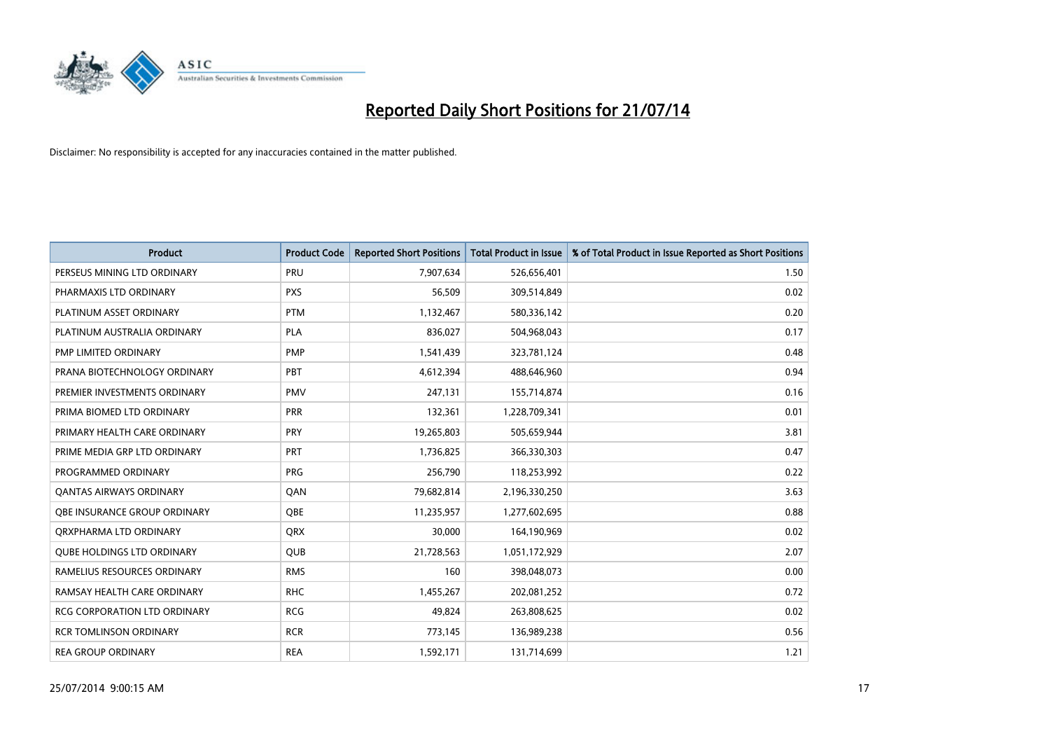# Reported Daily Short Positions for 21/07/14

Disclaimer: No responsibility is accepted for any inaccuracies contained in the matter published.

| Product | Product Code | Reported Short Positions | Total Product in Issue | % of Total Product in Issue Reported as Short Positions |
|---|---|---|---|---|
| PERSEUS MINING LTD ORDINARY | PRU | 7,907,634 | 526,656,401 | 1.50 |
| PHARMAXIS LTD ORDINARY | PXS | 56,509 | 309,514,849 | 0.02 |
| PLATINUM ASSET ORDINARY | PTM | 1,132,467 | 580,336,142 | 0.20 |
| PLATINUM AUSTRALIA ORDINARY | PLA | 836,027 | 504,968,043 | 0.17 |
| PMP LIMITED ORDINARY | PMP | 1,541,439 | 323,781,124 | 0.48 |
| PRANA BIOTECHNOLOGY ORDINARY | PBT | 4,612,394 | 488,646,960 | 0.94 |
| PREMIER INVESTMENTS ORDINARY | PMV | 247,131 | 155,714,874 | 0.16 |
| PRIMA BIOMED LTD ORDINARY | PRR | 132,361 | 1,228,709,341 | 0.01 |
| PRIMARY HEALTH CARE ORDINARY | PRY | 19,265,803 | 505,659,944 | 3.81 |
| PRIME MEDIA GRP LTD ORDINARY | PRT | 1,736,825 | 366,330,303 | 0.47 |
| PROGRAMMED ORDINARY | PRG | 256,790 | 118,253,992 | 0.22 |
| QANTAS AIRWAYS ORDINARY | QAN | 79,682,814 | 2,196,330,250 | 3.63 |
| QBE INSURANCE GROUP ORDINARY | QBE | 11,235,957 | 1,277,602,695 | 0.88 |
| QRXPHARMA LTD ORDINARY | QRX | 30,000 | 164,190,969 | 0.02 |
| QUBE HOLDINGS LTD ORDINARY | QUB | 21,728,563 | 1,051,172,929 | 2.07 |
| RAMELIUS RESOURCES ORDINARY | RMS | 160 | 398,048,073 | 0.00 |
| RAMSAY HEALTH CARE ORDINARY | RHC | 1,455,267 | 202,081,252 | 0.72 |
| RCG CORPORATION LTD ORDINARY | RCG | 49,824 | 263,808,625 | 0.02 |
| RCR TOMLINSON ORDINARY | RCR | 773,145 | 136,989,238 | 0.56 |
| REA GROUP ORDINARY | REA | 1,592,171 | 131,714,699 | 1.21 |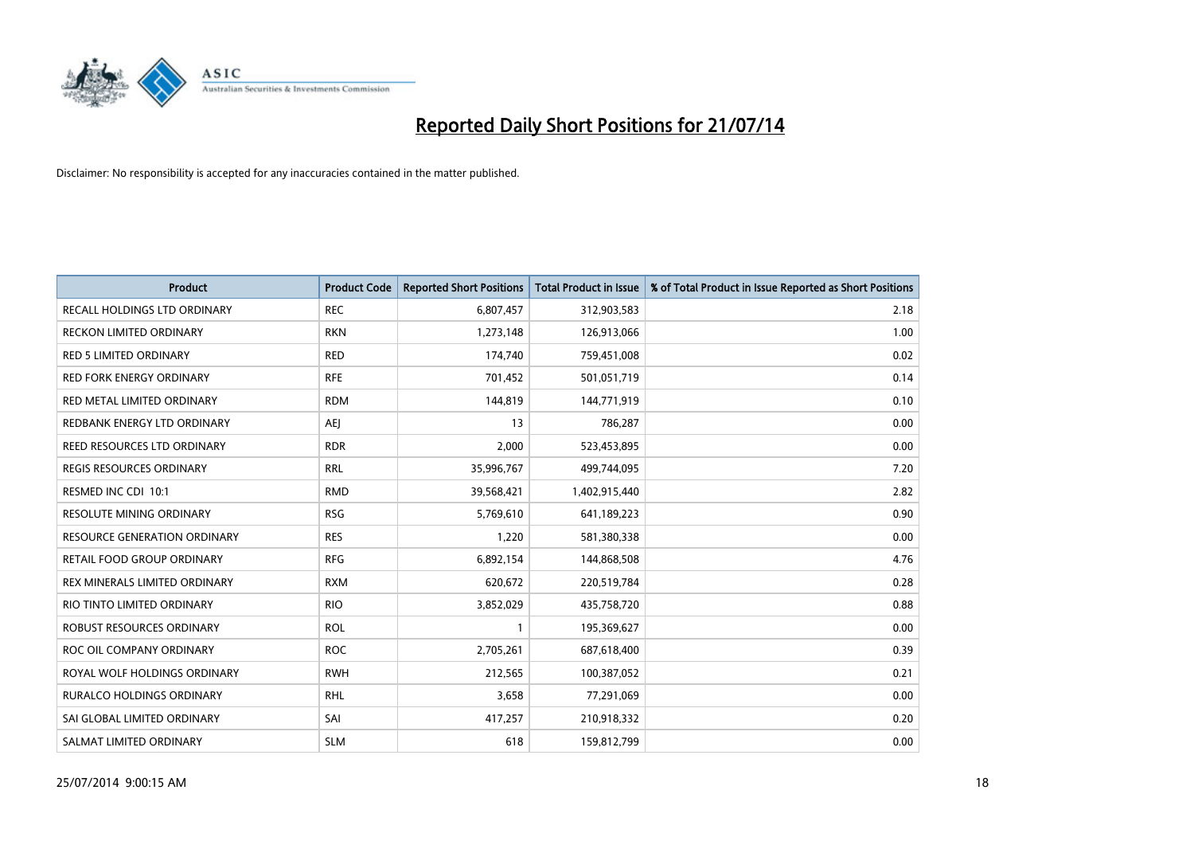# Reported Daily Short Positions for 21/07/14

Disclaimer: No responsibility is accepted for any inaccuracies contained in the matter published.

| Product | Product Code | Reported Short Positions | Total Product in Issue | % of Total Product in Issue Reported as Short Positions |
|---|---|---|---|---|
| RECALL HOLDINGS LTD ORDINARY | REC | 6,807,457 | 312,903,583 | 2.18 |
| RECKON LIMITED ORDINARY | RKN | 1,273,148 | 126,913,066 | 1.00 |
| RED 5 LIMITED ORDINARY | RED | 174,740 | 759,451,008 | 0.02 |
| RED FORK ENERGY ORDINARY | RFE | 701,452 | 501,051,719 | 0.14 |
| RED METAL LIMITED ORDINARY | RDM | 144,819 | 144,771,919 | 0.10 |
| REDBANK ENERGY LTD ORDINARY | AEJ | 13 | 786,287 | 0.00 |
| REED RESOURCES LTD ORDINARY | RDR | 2,000 | 523,453,895 | 0.00 |
| REGIS RESOURCES ORDINARY | RRL | 35,996,767 | 499,744,095 | 7.20 |
| RESMED INC CDI 10:1 | RMD | 39,568,421 | 1,402,915,440 | 2.82 |
| RESOLUTE MINING ORDINARY | RSG | 5,769,610 | 641,189,223 | 0.90 |
| RESOURCE GENERATION ORDINARY | RES | 1,220 | 581,380,338 | 0.00 |
| RETAIL FOOD GROUP ORDINARY | RFG | 6,892,154 | 144,868,508 | 4.76 |
| REX MINERALS LIMITED ORDINARY | RXM | 620,672 | 220,519,784 | 0.28 |
| RIO TINTO LIMITED ORDINARY | RIO | 3,852,029 | 435,758,720 | 0.88 |
| ROBUST RESOURCES ORDINARY | ROL | 1 | 195,369,627 | 0.00 |
| ROC OIL COMPANY ORDINARY | ROC | 2,705,261 | 687,618,400 | 0.39 |
| ROYAL WOLF HOLDINGS ORDINARY | RWH | 212,565 | 100,387,052 | 0.21 |
| RURALCO HOLDINGS ORDINARY | RHL | 3,658 | 77,291,069 | 0.00 |
| SAI GLOBAL LIMITED ORDINARY | SAI | 417,257 | 210,918,332 | 0.20 |
| SALMAT LIMITED ORDINARY | SLM | 618 | 159,812,799 | 0.00 |

25/07/2014 9:00:15 AM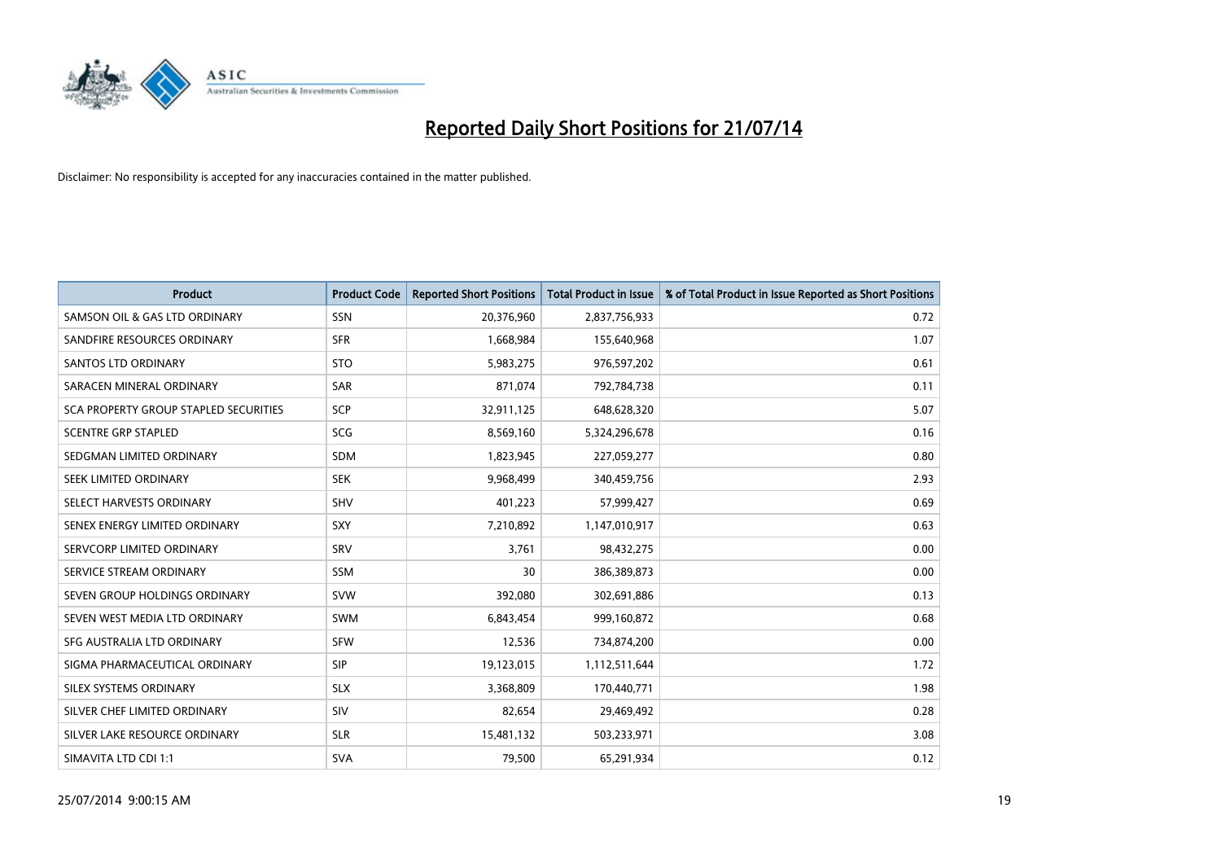# Reported Daily Short Positions for 21/07/14

Disclaimer: No responsibility is accepted for any inaccuracies contained in the matter published.

| Product | Product Code | Reported Short Positions | Total Product in Issue | % of Total Product in Issue Reported as Short Positions |
|---|---|---|---|---|
| SAMSON OIL & GAS LTD ORDINARY | SSN | 20,376,960 | 2,837,756,933 | 0.72 |
| SANDFIRE RESOURCES ORDINARY | SFR | 1,668,984 | 155,640,968 | 1.07 |
| SANTOS LTD ORDINARY | STO | 5,983,275 | 976,597,202 | 0.61 |
| SARACEN MINERAL ORDINARY | SAR | 871,074 | 792,784,738 | 0.11 |
| SCA PROPERTY GROUP STAPLED SECURITIES | SCP | 32,911,125 | 648,628,320 | 5.07 |
| SCENTRE GRP STAPLED | SCG | 8,569,160 | 5,324,296,678 | 0.16 |
| SEDGMAN LIMITED ORDINARY | SDM | 1,823,945 | 227,059,277 | 0.80 |
| SEEK LIMITED ORDINARY | SEK | 9,968,499 | 340,459,756 | 2.93 |
| SELECT HARVESTS ORDINARY | SHV | 401,223 | 57,999,427 | 0.69 |
| SENEX ENERGY LIMITED ORDINARY | SXY | 7,210,892 | 1,147,010,917 | 0.63 |
| SERVCORP LIMITED ORDINARY | SRV | 3,761 | 98,432,275 | 0.00 |
| SERVICE STREAM ORDINARY | SSM | 30 | 386,389,873 | 0.00 |
| SEVEN GROUP HOLDINGS ORDINARY | SVW | 392,080 | 302,691,886 | 0.13 |
| SEVEN WEST MEDIA LTD ORDINARY | SWM | 6,843,454 | 999,160,872 | 0.68 |
| SFG AUSTRALIA LTD ORDINARY | SFW | 12,536 | 734,874,200 | 0.00 |
| SIGMA PHARMACEUTICAL ORDINARY | SIP | 19,123,015 | 1,112,511,644 | 1.72 |
| SILEX SYSTEMS ORDINARY | SLX | 3,368,809 | 170,440,771 | 1.98 |
| SILVER CHEF LIMITED ORDINARY | SIV | 82,654 | 29,469,492 | 0.28 |
| SILVER LAKE RESOURCE ORDINARY | SLR | 15,481,132 | 503,233,971 | 3.08 |
| SIMAVITA LTD CDI 1:1 | SVA | 79,500 | 65,291,934 | 0.12 |

25/07/2014 9:00:15 AM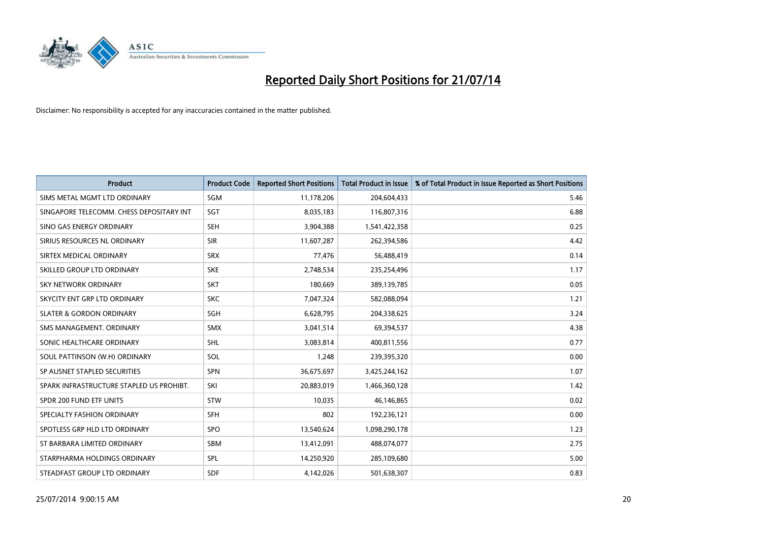# Reported Daily Short Positions for 21/07/14

Disclaimer: No responsibility is accepted for any inaccuracies contained in the matter published.

| Product | Product Code | Reported Short Positions | Total Product in Issue | % of Total Product in Issue Reported as Short Positions |
|---|---|---|---|---|
| SIMS METAL MGMT LTD ORDINARY | SGM | 11,178,206 | 204,604,433 | 5.46 |
| SINGAPORE TELECOMM. CHESS DEPOSITARY INT | SGT | 8,035,183 | 116,807,316 | 6.88 |
| SINO GAS ENERGY ORDINARY | SEH | 3,904,388 | 1,541,422,358 | 0.25 |
| SIRIUS RESOURCES NL ORDINARY | SIR | 11,607,287 | 262,394,586 | 4.42 |
| SIRTEX MEDICAL ORDINARY | SRX | 77,476 | 56,488,419 | 0.14 |
| SKILLED GROUP LTD ORDINARY | SKE | 2,748,534 | 235,254,496 | 1.17 |
| SKY NETWORK ORDINARY | SKT | 180,669 | 389,139,785 | 0.05 |
| SKYCITY ENT GRP LTD ORDINARY | SKC | 7,047,324 | 582,088,094 | 1.21 |
| SLATER & GORDON ORDINARY | SGH | 6,628,795 | 204,338,625 | 3.24 |
| SMS MANAGEMENT. ORDINARY | SMX | 3,041,514 | 69,394,537 | 4.38 |
| SONIC HEALTHCARE ORDINARY | SHL | 3,083,814 | 400,811,556 | 0.77 |
| SOUL PATTINSON (W.H) ORDINARY | SOL | 1,248 | 239,395,320 | 0.00 |
| SP AUSNET STAPLED SECURITIES | SPN | 36,675,697 | 3,425,244,162 | 1.07 |
| SPARK INFRASTRUCTURE STAPLED US PROHIBT. | SKI | 20,883,019 | 1,466,360,128 | 1.42 |
| SPDR 200 FUND ETF UNITS | STW | 10,035 | 46,146,865 | 0.02 |
| SPECIALTY FASHION ORDINARY | SFH | 802 | 192,236,121 | 0.00 |
| SPOTLESS GRP HLD LTD ORDINARY | SPO | 13,540,624 | 1,098,290,178 | 1.23 |
| ST BARBARA LIMITED ORDINARY | SBM | 13,412,091 | 488,074,077 | 2.75 |
| STARPHARMA HOLDINGS ORDINARY | SPL | 14,250,920 | 285,109,680 | 5.00 |
| STEADFAST GROUP LTD ORDINARY | SDF | 4,142,026 | 501,638,307 | 0.83 |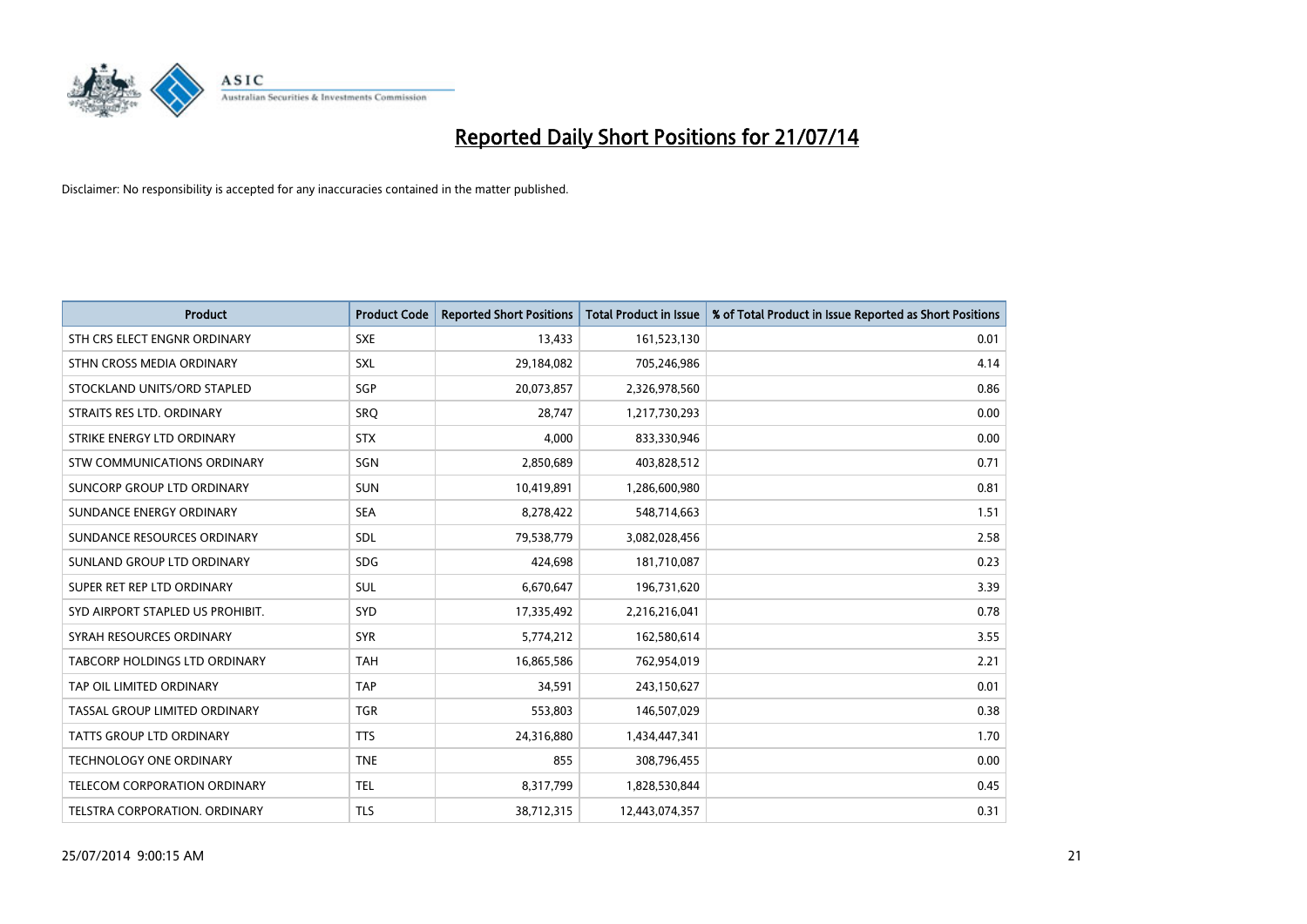# Reported Daily Short Positions for 21/07/14

Disclaimer: No responsibility is accepted for any inaccuracies contained in the matter published.

| Product | Product Code | Reported Short Positions | Total Product in Issue | % of Total Product in Issue Reported as Short Positions |
|---|---|---|---|---|
| STH CRS ELECT ENGNR ORDINARY | SXE | 13,433 | 161,523,130 | 0.01 |
| STHN CROSS MEDIA ORDINARY | SXL | 29,184,082 | 705,246,986 | 4.14 |
| STOCKLAND UNITS/ORD STAPLED | SGP | 20,073,857 | 2,326,978,560 | 0.86 |
| STRAITS RES LTD. ORDINARY | SRQ | 28,747 | 1,217,730,293 | 0.00 |
| STRIKE ENERGY LTD ORDINARY | STX | 4,000 | 833,330,946 | 0.00 |
| STW COMMUNICATIONS ORDINARY | SGN | 2,850,689 | 403,828,512 | 0.71 |
| SUNCORP GROUP LTD ORDINARY | SUN | 10,419,891 | 1,286,600,980 | 0.81 |
| SUNDANCE ENERGY ORDINARY | SEA | 8,278,422 | 548,714,663 | 1.51 |
| SUNDANCE RESOURCES ORDINARY | SDL | 79,538,779 | 3,082,028,456 | 2.58 |
| SUNLAND GROUP LTD ORDINARY | SDG | 424,698 | 181,710,087 | 0.23 |
| SUPER RET REP LTD ORDINARY | SUL | 6,670,647 | 196,731,620 | 3.39 |
| SYD AIRPORT STAPLED US PROHIBIT. | SYD | 17,335,492 | 2,216,216,041 | 0.78 |
| SYRAH RESOURCES ORDINARY | SYR | 5,774,212 | 162,580,614 | 3.55 |
| TABCORP HOLDINGS LTD ORDINARY | TAH | 16,865,586 | 762,954,019 | 2.21 |
| TAP OIL LIMITED ORDINARY | TAP | 34,591 | 243,150,627 | 0.01 |
| TASSAL GROUP LIMITED ORDINARY | TGR | 553,803 | 146,507,029 | 0.38 |
| TATTS GROUP LTD ORDINARY | TTS | 24,316,880 | 1,434,447,341 | 1.70 |
| TECHNOLOGY ONE ORDINARY | TNE | 855 | 308,796,455 | 0.00 |
| TELECOM CORPORATION ORDINARY | TEL | 8,317,799 | 1,828,530,844 | 0.45 |
| TELSTRA CORPORATION. ORDINARY | TLS | 38,712,315 | 12,443,074,357 | 0.31 |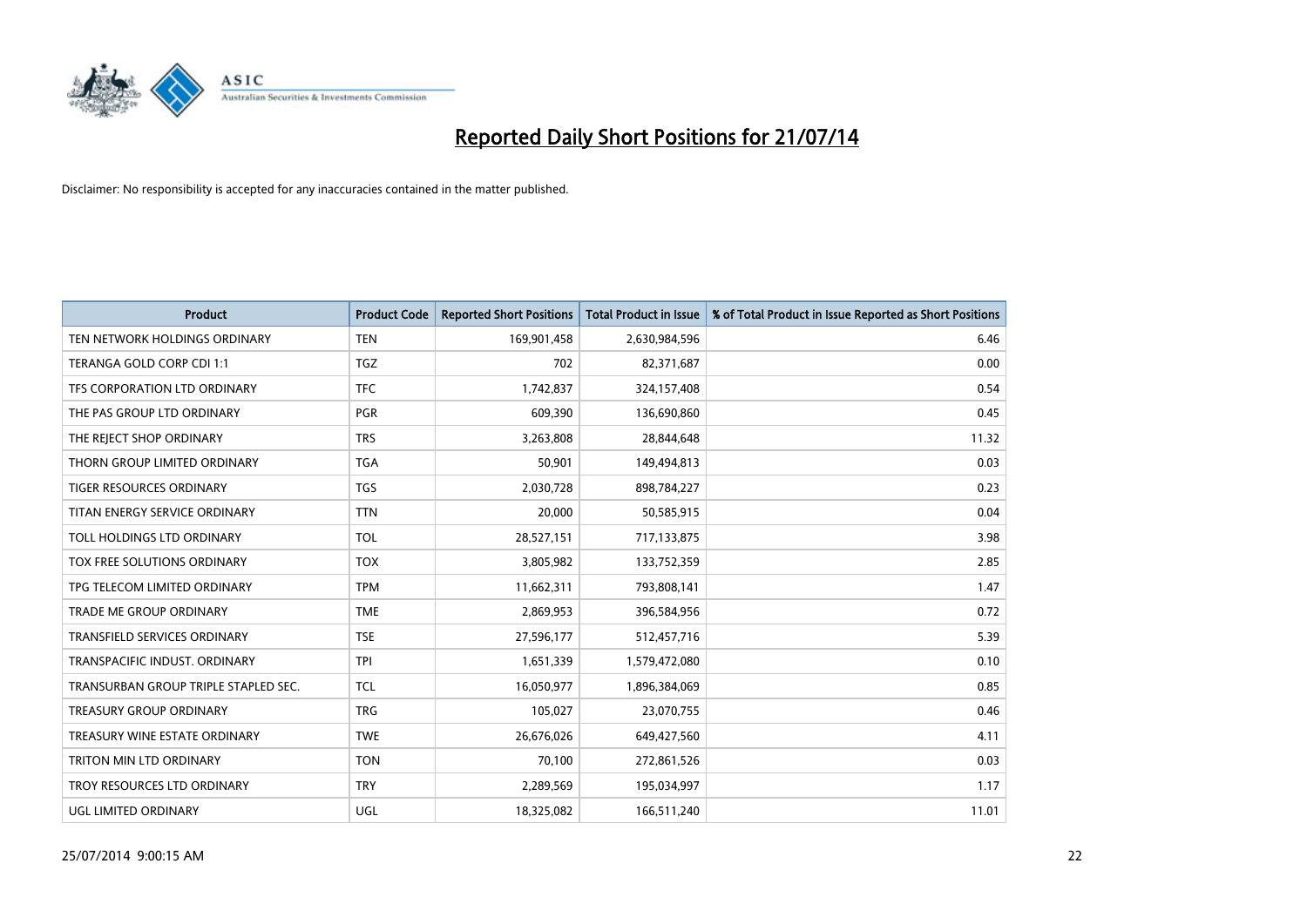# Reported Daily Short Positions for 21/07/14

Disclaimer: No responsibility is accepted for any inaccuracies contained in the matter published.

| Product | Product Code | Reported Short Positions | Total Product in Issue | % of Total Product in Issue Reported as Short Positions |
|---|---|---|---|---|
| TEN NETWORK HOLDINGS ORDINARY | TEN | 169,901,458 | 2,630,984,596 | 6.46 |
| TERANGA GOLD CORP CDI 1:1 | TGZ | 702 | 82,371,687 | 0.00 |
| TFS CORPORATION LTD ORDINARY | TFC | 1,742,837 | 324,157,408 | 0.54 |
| THE PAS GROUP LTD ORDINARY | PGR | 609,390 | 136,690,860 | 0.45 |
| THE REJECT SHOP ORDINARY | TRS | 3,263,808 | 28,844,648 | 11.32 |
| THORN GROUP LIMITED ORDINARY | TGA | 50,901 | 149,494,813 | 0.03 |
| TIGER RESOURCES ORDINARY | TGS | 2,030,728 | 898,784,227 | 0.23 |
| TITAN ENERGY SERVICE ORDINARY | TTN | 20,000 | 50,585,915 | 0.04 |
| TOLL HOLDINGS LTD ORDINARY | TOL | 28,527,151 | 717,133,875 | 3.98 |
| TOX FREE SOLUTIONS ORDINARY | TOX | 3,805,982 | 133,752,359 | 2.85 |
| TPG TELECOM LIMITED ORDINARY | TPM | 11,662,311 | 793,808,141 | 1.47 |
| TRADE ME GROUP ORDINARY | TME | 2,869,953 | 396,584,956 | 0.72 |
| TRANSFIELD SERVICES ORDINARY | TSE | 27,596,177 | 512,457,716 | 5.39 |
| TRANSPACIFIC INDUST. ORDINARY | TPI | 1,651,339 | 1,579,472,080 | 0.10 |
| TRANSURBAN GROUP TRIPLE STAPLED SEC. | TCL | 16,050,977 | 1,896,384,069 | 0.85 |
| TREASURY GROUP ORDINARY | TRG | 105,027 | 23,070,755 | 0.46 |
| TREASURY WINE ESTATE ORDINARY | TWE | 26,676,026 | 649,427,560 | 4.11 |
| TRITON MIN LTD ORDINARY | TON | 70,100 | 272,861,526 | 0.03 |
| TROY RESOURCES LTD ORDINARY | TRY | 2,289,569 | 195,034,997 | 1.17 |
| UGL LIMITED ORDINARY | UGL | 18,325,082 | 166,511,240 | 11.01 |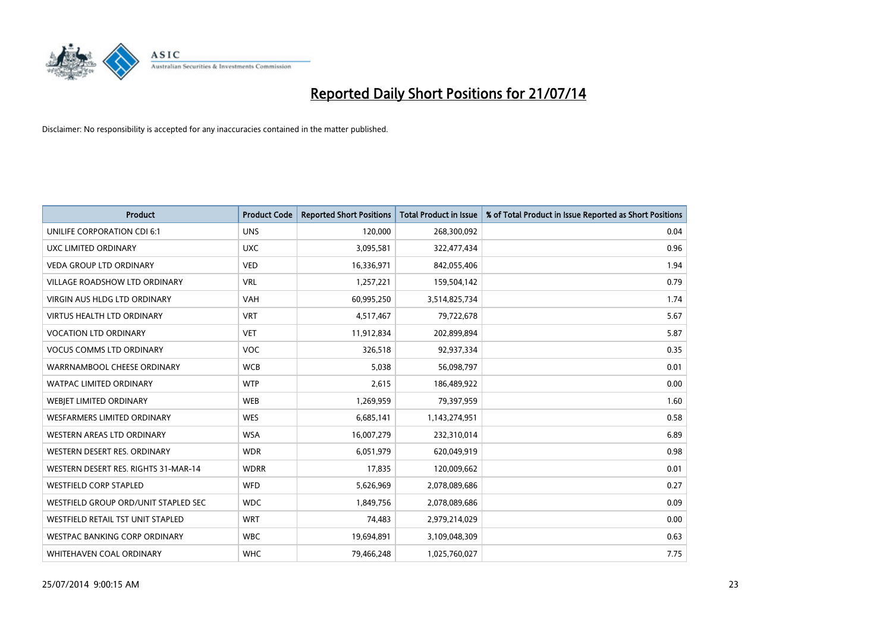# Reported Daily Short Positions for 21/07/14

Disclaimer: No responsibility is accepted for any inaccuracies contained in the matter published.

| Product | Product Code | Reported Short Positions | Total Product in Issue | % of Total Product in Issue Reported as Short Positions |
|---|---|---|---|---|
| UNILIFE CORPORATION CDI 6:1 | UNS | 120,000 | 268,300,092 | 0.04 |
| UXC LIMITED ORDINARY | UXC | 3,095,581 | 322,477,434 | 0.96 |
| VEDA GROUP LTD ORDINARY | VED | 16,336,971 | 842,055,406 | 1.94 |
| VILLAGE ROADSHOW LTD ORDINARY | VRL | 1,257,221 | 159,504,142 | 0.79 |
| VIRGIN AUS HLDG LTD ORDINARY | VAH | 60,995,250 | 3,514,825,734 | 1.74 |
| VIRTUS HEALTH LTD ORDINARY | VRT | 4,517,467 | 79,722,678 | 5.67 |
| VOCATION LTD ORDINARY | VET | 11,912,834 | 202,899,894 | 5.87 |
| VOCUS COMMS LTD ORDINARY | VOC | 326,518 | 92,937,334 | 0.35 |
| WARRNAMBOOL CHEESE ORDINARY | WCB | 5,038 | 56,098,797 | 0.01 |
| WATPAC LIMITED ORDINARY | WTP | 2,615 | 186,489,922 | 0.00 |
| WEBJET LIMITED ORDINARY | WEB | 1,269,959 | 79,397,959 | 1.60 |
| WESFARMERS LIMITED ORDINARY | WES | 6,685,141 | 1,143,274,951 | 0.58 |
| WESTERN AREAS LTD ORDINARY | WSA | 16,007,279 | 232,310,014 | 6.89 |
| WESTERN DESERT RES. ORDINARY | WDR | 6,051,979 | 620,049,919 | 0.98 |
| WESTERN DESERT RES. RIGHTS 31-MAR-14 | WDRR | 17,835 | 120,009,662 | 0.01 |
| WESTFIELD CORP STAPLED | WFD | 5,626,969 | 2,078,089,686 | 0.27 |
| WESTFIELD GROUP ORD/UNIT STAPLED SEC | WDC | 1,849,756 | 2,078,089,686 | 0.09 |
| WESTFIELD RETAIL TST UNIT STAPLED | WRT | 74,483 | 2,979,214,029 | 0.00 |
| WESTPAC BANKING CORP ORDINARY | WBC | 19,694,891 | 3,109,048,309 | 0.63 |
| WHITEHAVEN COAL ORDINARY | WHC | 79,466,248 | 1,025,760,027 | 7.75 |

25/07/2014 9:00:15 AM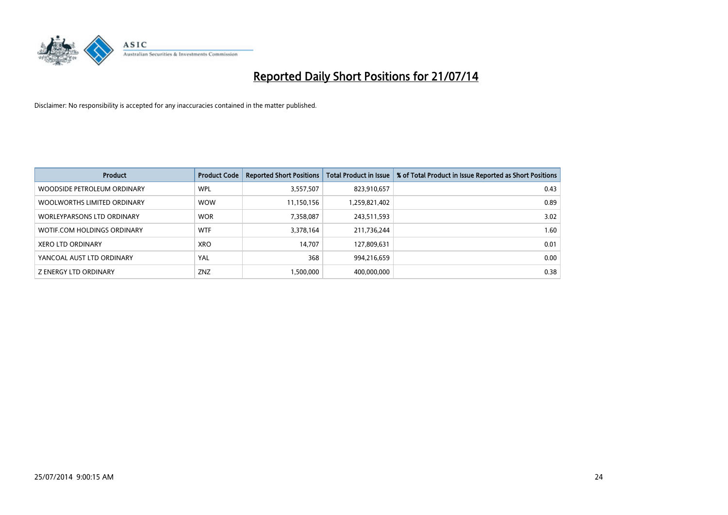# Reported Daily Short Positions for 21/07/14

Disclaimer: No responsibility is accepted for any inaccuracies contained in the matter published.

| Product | Product Code | Reported Short Positions | Total Product in Issue | % of Total Product in Issue Reported as Short Positions |
|---|---|---|---|---|
| WOODSIDE PETROLEUM ORDINARY | WPL | 3,557,507 | 823,910,657 | 0.43 |
| WOOLWORTHS LIMITED ORDINARY | WOW | 11,150,156 | 1,259,821,402 | 0.89 |
| WORLEYPARSONS LTD ORDINARY | WOR | 7,358,087 | 243,511,593 | 3.02 |
| WOTIF.COM HOLDINGS ORDINARY | WTF | 3,378,164 | 211,736,244 | 1.60 |
| XERO LTD ORDINARY | XRO | 14,707 | 127,809,631 | 0.01 |
| YANCOAL AUST LTD ORDINARY | YAL | 368 | 994,216,659 | 0.00 |
| Z ENERGY LTD ORDINARY | ZNZ | 1,500,000 | 400,000,000 | 0.38 |

25/07/2014 9:00:15 AM